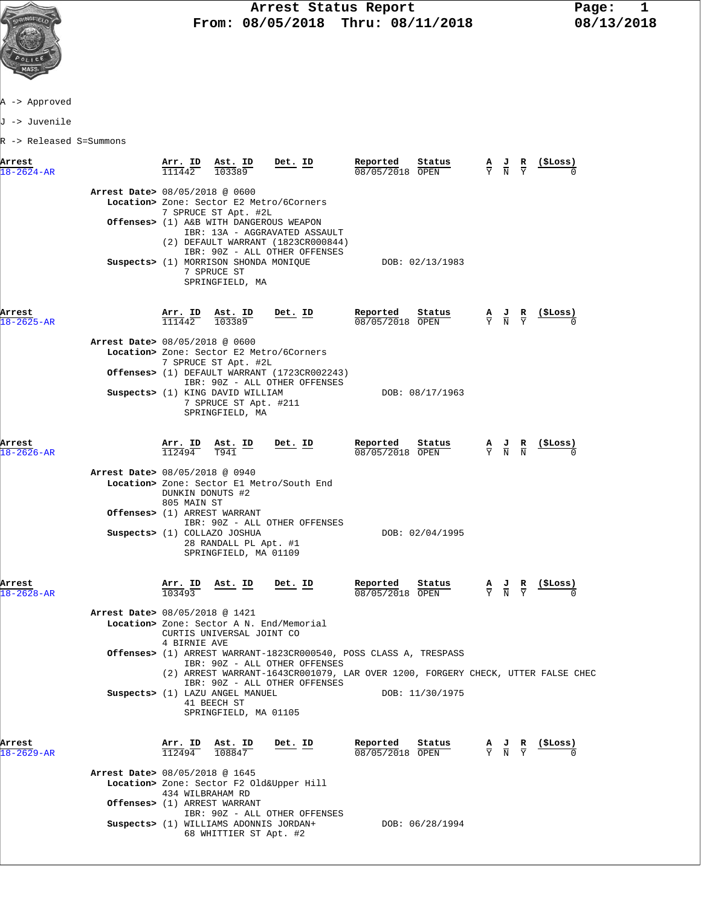# Arrest Status Report

**From: 08/05/2018 Thru: 08/11/2018**

Page: 1
08/13/2018

A -> Approved

J -> Juvenile

R -> Released S=Summons

| Arrest | Arr. ID | Ast. ID | Det. ID | Reported | Status | A | J | R | ($Loss) |
|---|---|---|---|---|---|---|---|---|---|
| 18-2624-AR | 111442 | 103389 | | 08/05/2018 | OPEN | Y | N | Y | 0 |

**Arrest Date>** 08/05/2018 @ 0600
**Location>** Zone: Sector E2 Metro/6Corners
7 SPRUCE ST Apt. #2L
**Offenses>** (1) A&B WITH DANGEROUS WEAPON
IBR: 13A - AGGRAVATED ASSAULT
(2) DEFAULT WARRANT (1823CR000844)
IBR: 90Z - ALL OTHER OFFENSES
**Suspects>** (1) MORRISON SHONDA MONIQUE DOB: 02/13/1983
7 SPRUCE ST
SPRINGFIELD, MA

| Arrest | Arr. ID | Ast. ID | Det. ID | Reported | Status | A | J | R | ($Loss) |
|---|---|---|---|---|---|---|---|---|---|
| 18-2625-AR | 111442 | 103389 | | 08/05/2018 | OPEN | Y | N | Y | 0 |

**Arrest Date>** 08/05/2018 @ 0600
**Location>** Zone: Sector E2 Metro/6Corners
7 SPRUCE ST Apt. #2L
**Offenses>** (1) DEFAULT WARRANT (1723CR002243)
IBR: 90Z - ALL OTHER OFFENSES
**Suspects>** (1) KING DAVID WILLIAM DOB: 08/17/1963
7 SPRUCE ST Apt. #211
SPRINGFIELD, MA

| Arrest | Arr. ID | Ast. ID | Det. ID | Reported | Status | A | J | R | ($Loss) |
|---|---|---|---|---|---|---|---|---|---|
| 18-2626-AR | 112494 | T941 | | 08/05/2018 | OPEN | Y | N | N | 0 |

**Arrest Date>** 08/05/2018 @ 0940
**Location>** Zone: Sector E1 Metro/South End
DUNKIN DONUTS #2
805 MAIN ST
**Offenses>** (1) ARREST WARRANT
IBR: 90Z - ALL OTHER OFFENSES
**Suspects>** (1) COLLAZO JOSHUA DOB: 02/04/1995
28 RANDALL PL Apt. #1
SPRINGFIELD, MA 01109

| Arrest | Arr. ID | Ast. ID | Det. ID | Reported | Status | A | J | R | ($Loss) |
|---|---|---|---|---|---|---|---|---|---|
| 18-2628-AR | 103493 | | | 08/05/2018 | OPEN | Y | N | Y | 0 |

**Arrest Date>** 08/05/2018 @ 1421
**Location>** Zone: Sector A N. End/Memorial
CURTIS UNIVERSAL JOINT CO
4 BIRNIE AVE
**Offenses>** (1) ARREST WARRANT-1823CR000540, POSS CLASS A, TRESPASS
IBR: 90Z - ALL OTHER OFFENSES
(2) ARREST WARRANT-1643CR001079, LAR OVER 1200, FORGERY CHECK, UTTER FALSE CHEC
IBR: 90Z - ALL OTHER OFFENSES
**Suspects>** (1) LAZU ANGEL MANUEL DOB: 11/30/1975
41 BEECH ST
SPRINGFIELD, MA 01105

| Arrest | Arr. ID | Ast. ID | Det. ID | Reported | Status | A | J | R | ($Loss) |
|---|---|---|---|---|---|---|---|---|---|
| 18-2629-AR | 112494 | 108847 | | 08/05/2018 | OPEN | Y | N | Y | 0 |

**Arrest Date>** 08/05/2018 @ 1645
**Location>** Zone: Sector F2 Old&Upper Hill
434 WILBRAHAM RD
**Offenses>** (1) ARREST WARRANT
IBR: 90Z - ALL OTHER OFFENSES
**Suspects>** (1) WILLIAMS ADONNIS JORDAN+ DOB: 06/28/1994
68 WHITTIER ST Apt. #2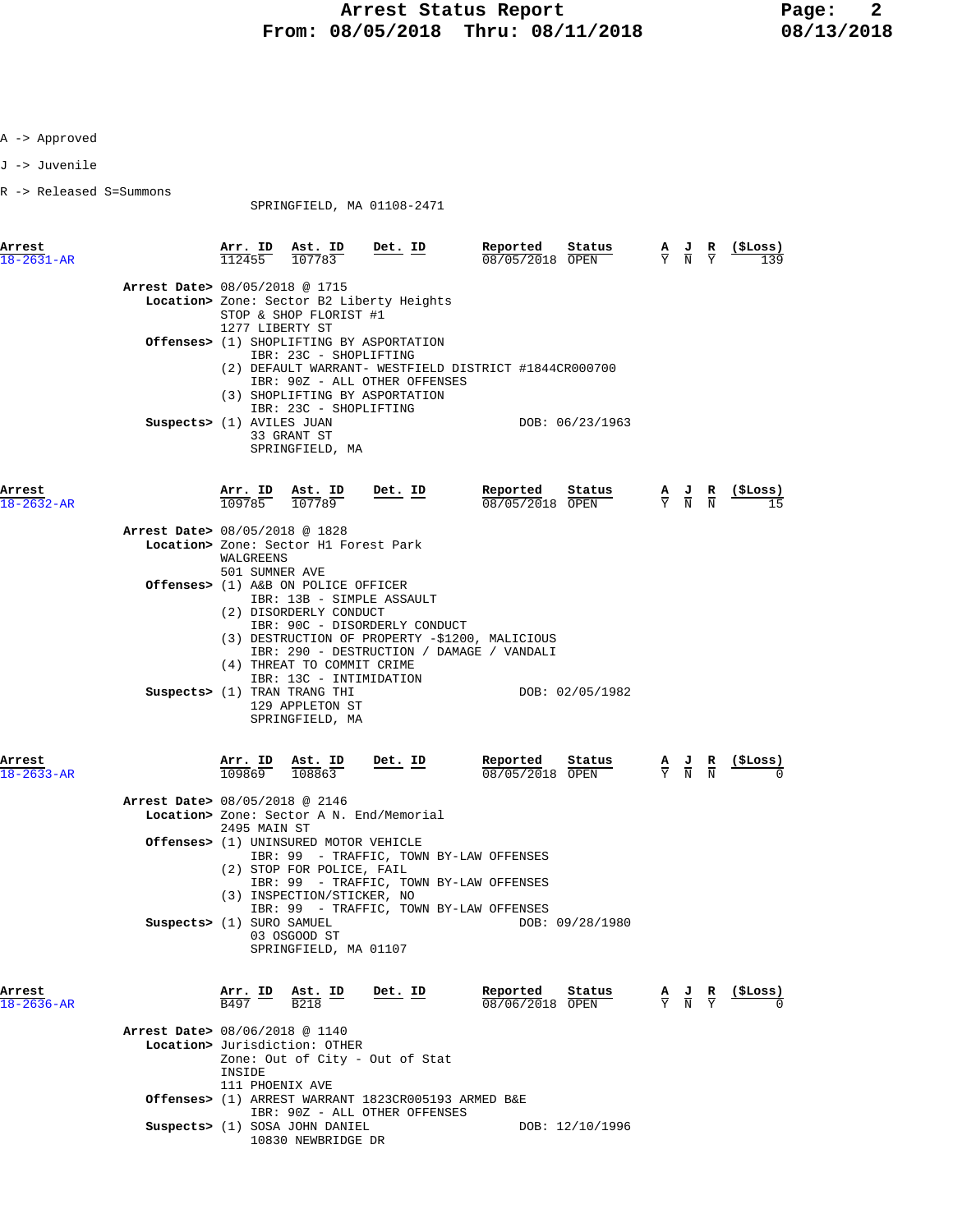A -> Approved

J -> Juvenile

R -> Released S=Summons

SPRINGFIELD, MA 01108-2471

| Arrest | Arr. ID | Ast. ID | Det. ID | Reported | Status | A | J | R | ($Loss) |
|---|---|---|---|---|---|---|---|---|---|
| 18-2631-AR | 112455 | 107783 | | 08/05/2018 | OPEN | Y | N | Y | 139 |

**Arrest Date>** 08/05/2018 @ 1715
**Location>** Zone: Sector B2 Liberty Heights
STOP & SHOP FLORIST #1
1277 LIBERTY ST
**Offenses>** (1) SHOPLIFTING BY ASPORTATION
IBR: 23C - SHOPLIFTING
(2) DEFAULT WARRANT- WESTFIELD DISTRICT #1844CR000700
IBR: 90Z - ALL OTHER OFFENSES
(3) SHOPLIFTING BY ASPORTATION
IBR: 23C - SHOPLIFTING
**Suspects>** (1) AVILES JUAN — DOB: 06/23/1963
33 GRANT ST
SPRINGFIELD, MA

| Arrest | Arr. ID | Ast. ID | Det. ID | Reported | Status | A | J | R | ($Loss) |
|---|---|---|---|---|---|---|---|---|---|
| 18-2632-AR | 109785 | 107789 | | 08/05/2018 | OPEN | Y | N | N | 15 |

**Arrest Date>** 08/05/2018 @ 1828
**Location>** Zone: Sector H1 Forest Park
WALGREENS
501 SUMNER AVE
**Offenses>** (1) A&B ON POLICE OFFICER
IBR: 13B - SIMPLE ASSAULT
(2) DISORDERLY CONDUCT
IBR: 90C - DISORDERLY CONDUCT
(3) DESTRUCTION OF PROPERTY -$1200, MALICIOUS
IBR: 290 - DESTRUCTION / DAMAGE / VANDALI
(4) THREAT TO COMMIT CRIME
IBR: 13C - INTIMIDATION
**Suspects>** (1) TRAN TRANG THI — DOB: 02/05/1982
129 APPLETON ST
SPRINGFIELD, MA

| Arrest | Arr. ID | Ast. ID | Det. ID | Reported | Status | A | J | R | ($Loss) |
|---|---|---|---|---|---|---|---|---|---|
| 18-2633-AR | 109869 | 108863 | | 08/05/2018 | OPEN | Y | N | N | 0 |

**Arrest Date>** 08/05/2018 @ 2146
**Location>** Zone: Sector A N. End/Memorial
2495 MAIN ST
**Offenses>** (1) UNINSURED MOTOR VEHICLE
IBR: 99 - TRAFFIC, TOWN BY-LAW OFFENSES
(2) STOP FOR POLICE, FAIL
IBR: 99 - TRAFFIC, TOWN BY-LAW OFFENSES
(3) INSPECTION/STICKER, NO
IBR: 99 - TRAFFIC, TOWN BY-LAW OFFENSES
**Suspects>** (1) SURO SAMUEL — DOB: 09/28/1980
03 OSGOOD ST
SPRINGFIELD, MA 01107

| Arrest | Arr. ID | Ast. ID | Det. ID | Reported | Status | A | J | R | ($Loss) |
|---|---|---|---|---|---|---|---|---|---|
| 18-2636-AR | B497 | B218 | | 08/06/2018 | OPEN | Y | N | Y | 0 |

**Arrest Date>** 08/06/2018 @ 1140
**Location>** Jurisdiction: OTHER
Zone: Out of City - Out of Stat
INSIDE
111 PHOENIX AVE
**Offenses>** (1) ARREST WARRANT 1823CR005193 ARMED B&E
IBR: 90Z - ALL OTHER OFFENSES
**Suspects>** (1) SOSA JOHN DANIEL — DOB: 12/10/1996
10830 NEWBRIDGE DR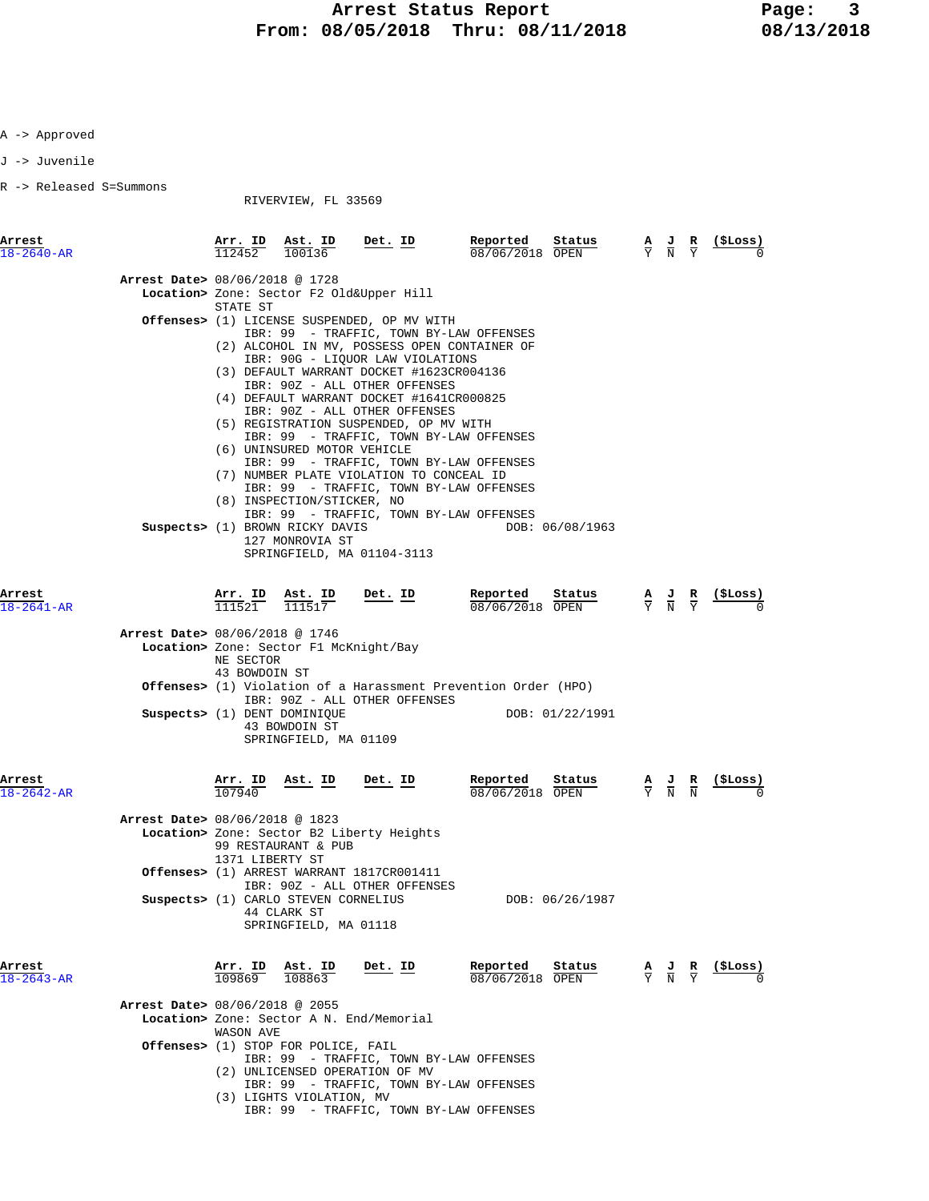A -> Approved

J -> Juvenile

R -> Released S=Summons

RIVERVIEW, FL 33569

| Arrest | Arr. ID | Ast. ID | Det. ID | Reported | Status | A | J | R | ($Loss) |
|---|---|---|---|---|---|---|---|---|---|
| 18-2640-AR | 112452 | 100136 | | 08/06/2018 | OPEN | Y | N | Y | 0 |

**Arrest Date>** 08/06/2018 @ 1728
**Location>** Zone: Sector F2 Old&Upper Hill
STATE ST
**Offenses>** (1) LICENSE SUSPENDED, OP MV WITH
IBR: 99 - TRAFFIC, TOWN BY-LAW OFFENSES
(2) ALCOHOL IN MV, POSSESS OPEN CONTAINER OF
IBR: 90G - LIQUOR LAW VIOLATIONS
(3) DEFAULT WARRANT DOCKET #1623CR004136
IBR: 90Z - ALL OTHER OFFENSES
(4) DEFAULT WARRANT DOCKET #1641CR000825
IBR: 90Z - ALL OTHER OFFENSES
(5) REGISTRATION SUSPENDED, OP MV WITH
IBR: 99 - TRAFFIC, TOWN BY-LAW OFFENSES
(6) UNINSURED MOTOR VEHICLE
IBR: 99 - TRAFFIC, TOWN BY-LAW OFFENSES
(7) NUMBER PLATE VIOLATION TO CONCEAL ID
IBR: 99 - TRAFFIC, TOWN BY-LAW OFFENSES
(8) INSPECTION/STICKER, NO
IBR: 99 - TRAFFIC, TOWN BY-LAW OFFENSES
**Suspects>** (1) BROWN RICKY DAVIS DOB: 06/08/1963
127 MONROVIA ST
SPRINGFIELD, MA 01104-3113

| Arrest | Arr. ID | Ast. ID | Det. ID | Reported | Status | A | J | R | ($Loss) |
|---|---|---|---|---|---|---|---|---|---|
| 18-2641-AR | 111521 | 111517 | | 08/06/2018 | OPEN | Y | N | Y | 0 |

**Arrest Date>** 08/06/2018 @ 1746
**Location>** Zone: Sector F1 McKnight/Bay
NE SECTOR
43 BOWDOIN ST
**Offenses>** (1) Violation of a Harassment Prevention Order (HPO)
IBR: 90Z - ALL OTHER OFFENSES
**Suspects>** (1) DENT DOMINIQUE DOB: 01/22/1991
43 BOWDOIN ST
SPRINGFIELD, MA 01109

| Arrest | Arr. ID | Ast. ID | Det. ID | Reported | Status | A | J | R | ($Loss) |
|---|---|---|---|---|---|---|---|---|---|
| 18-2642-AR | 107940 | | | 08/06/2018 | OPEN | Y | N | N | 0 |

**Arrest Date>** 08/06/2018 @ 1823
**Location>** Zone: Sector B2 Liberty Heights
99 RESTAURANT & PUB
1371 LIBERTY ST
**Offenses>** (1) ARREST WARRANT 1817CR001411
IBR: 90Z - ALL OTHER OFFENSES
**Suspects>** (1) CARLO STEVEN CORNELIUS DOB: 06/26/1987
44 CLARK ST
SPRINGFIELD, MA 01118

| Arrest | Arr. ID | Ast. ID | Det. ID | Reported | Status | A | J | R | ($Loss) |
|---|---|---|---|---|---|---|---|---|---|
| 18-2643-AR | 109869 | 108863 | | 08/06/2018 | OPEN | Y | N | Y | 0 |

**Arrest Date>** 08/06/2018 @ 2055
**Location>** Zone: Sector A N. End/Memorial
WASON AVE
**Offenses>** (1) STOP FOR POLICE, FAIL
IBR: 99 - TRAFFIC, TOWN BY-LAW OFFENSES
(2) UNLICENSED OPERATION OF MV
IBR: 99 - TRAFFIC, TOWN BY-LAW OFFENSES
(3) LIGHTS VIOLATION, MV
IBR: 99 - TRAFFIC, TOWN BY-LAW OFFENSES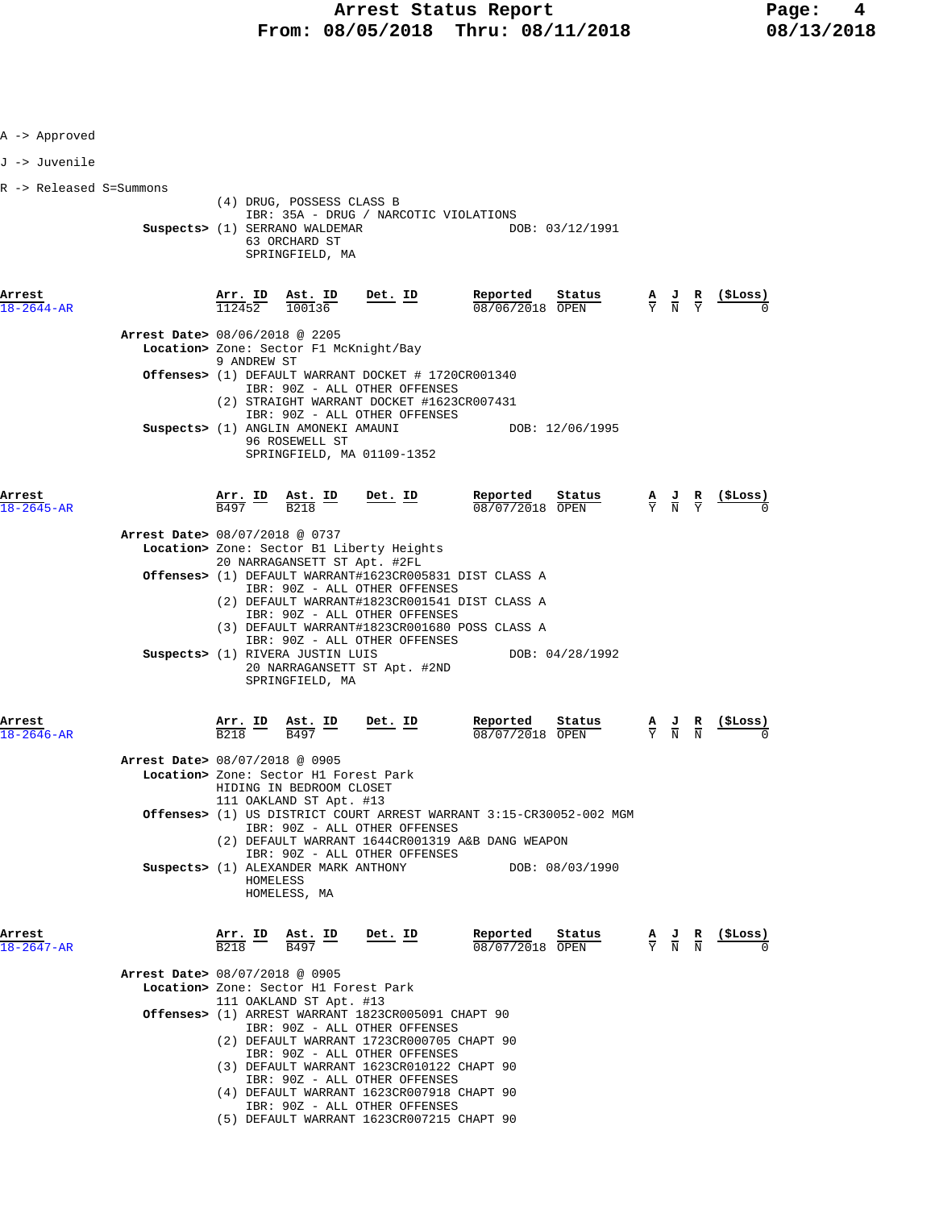A -> Approved

J -> Juvenile

R -> Released S=Summons

(4) DRUG, POSSESS CLASS B
IBR: 35A - DRUG / NARCOTIC VIOLATIONS

**Suspects>** (1) SERRANO WALDEMAR — DOB: 03/12/1991
63 ORCHARD ST
SPRINGFIELD, MA

---

| Arrest | Arr. ID | Ast. ID | Det. ID | Reported | Status | A | J | R | ($Loss) |
|---|---|---|---|---|---|---|---|---|---|
| 18-2644-AR | 112452 | 100136 | | 08/06/2018 | OPEN | Y | N | Y | 0 |

**Arrest Date>** 08/06/2018 @ 2205
**Location>** Zone: Sector F1 McKnight/Bay
9 ANDREW ST
**Offenses>** (1) DEFAULT WARRANT DOCKET # 1720CR001340
IBR: 90Z - ALL OTHER OFFENSES
(2) STRAIGHT WARRANT DOCKET #1623CR007431
IBR: 90Z - ALL OTHER OFFENSES
**Suspects>** (1) ANGLIN AMONEKI AMAUNI — DOB: 12/06/1995
96 ROSEWELL ST
SPRINGFIELD, MA 01109-1352

---

| Arrest | Arr. ID | Ast. ID | Det. ID | Reported | Status | A | J | R | ($Loss) |
|---|---|---|---|---|---|---|---|---|---|
| 18-2645-AR | B497 | B218 | | 08/07/2018 | OPEN | Y | N | Y | 0 |

**Arrest Date>** 08/07/2018 @ 0737
**Location>** Zone: Sector B1 Liberty Heights
20 NARRAGANSETT ST Apt. #2FL
**Offenses>** (1) DEFAULT WARRANT#1623CR005831 DIST CLASS A
IBR: 90Z - ALL OTHER OFFENSES
(2) DEFAULT WARRANT#1823CR001541 DIST CLASS A
IBR: 90Z - ALL OTHER OFFENSES
(3) DEFAULT WARRANT#1823CR001680 POSS CLASS A
IBR: 90Z - ALL OTHER OFFENSES
**Suspects>** (1) RIVERA JUSTIN LUIS — DOB: 04/28/1992
20 NARRAGANSETT ST Apt. #2ND
SPRINGFIELD, MA

---

| Arrest | Arr. ID | Ast. ID | Det. ID | Reported | Status | A | J | R | ($Loss) |
|---|---|---|---|---|---|---|---|---|---|
| 18-2646-AR | B218 | B497 | | 08/07/2018 | OPEN | Y | N | N | 0 |

**Arrest Date>** 08/07/2018 @ 0905
**Location>** Zone: Sector H1 Forest Park
HIDING IN BEDROOM CLOSET
111 OAKLAND ST Apt. #13
**Offenses>** (1) US DISTRICT COURT ARREST WARRANT 3:15-CR30052-002 MGM
IBR: 90Z - ALL OTHER OFFENSES
(2) DEFAULT WARRANT 1644CR001319 A&B DANG WEAPON
IBR: 90Z - ALL OTHER OFFENSES
**Suspects>** (1) ALEXANDER MARK ANTHONY — DOB: 08/03/1990
HOMELESS
HOMELESS, MA

---

| Arrest | Arr. ID | Ast. ID | Det. ID | Reported | Status | A | J | R | ($Loss) |
|---|---|---|---|---|---|---|---|---|---|
| 18-2647-AR | B218 | B497 | | 08/07/2018 | OPEN | Y | N | N | 0 |

**Arrest Date>** 08/07/2018 @ 0905
**Location>** Zone: Sector H1 Forest Park
111 OAKLAND ST Apt. #13
**Offenses>** (1) ARREST WARRANT 1823CR005091 CHAPT 90
IBR: 90Z - ALL OTHER OFFENSES
(2) DEFAULT WARRANT 1723CR000705 CHAPT 90
IBR: 90Z - ALL OTHER OFFENSES
(3) DEFAULT WARRANT 1623CR010122 CHAPT 90
IBR: 90Z - ALL OTHER OFFENSES
(4) DEFAULT WARRANT 1623CR007918 CHAPT 90
IBR: 90Z - ALL OTHER OFFENSES
(5) DEFAULT WARRANT 1623CR007215 CHAPT 90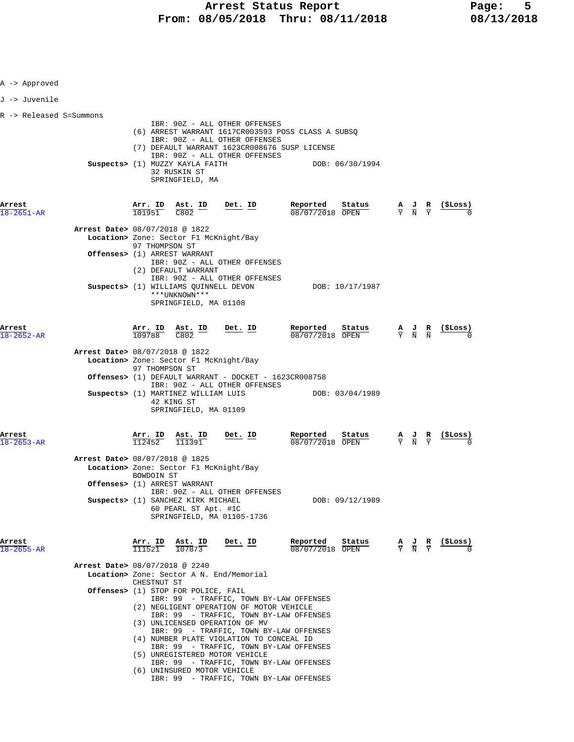A -> Approved

J -> Juvenile

R -> Released S=Summons

IBR: 90Z - ALL OTHER OFFENSES
(6) ARREST WARRANT 1617CR003593 POSS CLASS A SUBSQ
IBR: 90Z - ALL OTHER OFFENSES
(7) DEFAULT WARRANT 1623CR008676 SUSP LICENSE
IBR: 90Z - ALL OTHER OFFENSES

**Suspects>** (1) MUZZY KAYLA FAITH DOB: 06/30/1994
32 RUSKIN ST
SPRINGFIELD, MA

| Arrest | Arr. ID | Ast. ID | Det. ID | Reported | Status | A | J | R | ($Loss) |
|---|---|---|---|---|---|---|---|---|---|
| 18-2651-AR | 101951 | C802 | | 08/07/2018 | OPEN | Y | N | Y | 0 |

**Arrest Date>** 08/07/2018 @ 1822
**Location>** Zone: Sector F1 McKnight/Bay
97 THOMPSON ST
**Offenses>** (1) ARREST WARRANT
IBR: 90Z - ALL OTHER OFFENSES
(2) DEFAULT WARRANT
IBR: 90Z - ALL OTHER OFFENSES
**Suspects>** (1) WILLIAMS QUINNELL DEVON DOB: 10/17/1987
\*\*\*UNKNOWN\*\*\*
SPRINGFIELD, MA 01108

| Arrest | Arr. ID | Ast. ID | Det. ID | Reported | Status | A | J | R | ($Loss) |
|---|---|---|---|---|---|---|---|---|---|
| 18-2652-AR | 109788 | C802 | | 08/07/2018 | OPEN | Y | N | N | 0 |

**Arrest Date>** 08/07/2018 @ 1822
**Location>** Zone: Sector F1 McKnight/Bay
97 THOMPSON ST
**Offenses>** (1) DEFAULT WARRANT - DOCKET - 1623CR008758
IBR: 90Z - ALL OTHER OFFENSES
**Suspects>** (1) MARTINEZ WILLIAM LUIS DOB: 03/04/1989
42 KING ST
SPRINGFIELD, MA 01109

| Arrest | Arr. ID | Ast. ID | Det. ID | Reported | Status | A | J | R | ($Loss) |
|---|---|---|---|---|---|---|---|---|---|
| 18-2653-AR | 112452 | 111391 | | 08/07/2018 | OPEN | Y | N | Y | 0 |

**Arrest Date>** 08/07/2018 @ 1825
**Location>** Zone: Sector F1 McKnight/Bay
BOWDOIN ST
**Offenses>** (1) ARREST WARRANT
IBR: 90Z - ALL OTHER OFFENSES
**Suspects>** (1) SANCHEZ KIRK MICHAEL DOB: 09/12/1989
60 PEARL ST Apt. #1C
SPRINGFIELD, MA 01105-1736

| Arrest | Arr. ID | Ast. ID | Det. ID | Reported | Status | A | J | R | ($Loss) |
|---|---|---|---|---|---|---|---|---|---|
| 18-2655-AR | 111521 | 107873 | | 08/07/2018 | OPEN | Y | N | Y | 0 |

**Arrest Date>** 08/07/2018 @ 2240
**Location>** Zone: Sector A N. End/Memorial
CHESTNUT ST
**Offenses>** (1) STOP FOR POLICE, FAIL
IBR: 99 - TRAFFIC, TOWN BY-LAW OFFENSES
(2) NEGLIGENT OPERATION OF MOTOR VEHICLE
IBR: 99 - TRAFFIC, TOWN BY-LAW OFFENSES
(3) UNLICENSED OPERATION OF MV
IBR: 99 - TRAFFIC, TOWN BY-LAW OFFENSES
(4) NUMBER PLATE VIOLATION TO CONCEAL ID
IBR: 99 - TRAFFIC, TOWN BY-LAW OFFENSES
(5) UNREGISTERED MOTOR VEHICLE
IBR: 99 - TRAFFIC, TOWN BY-LAW OFFENSES
(6) UNINSURED MOTOR VEHICLE
IBR: 99 - TRAFFIC, TOWN BY-LAW OFFENSES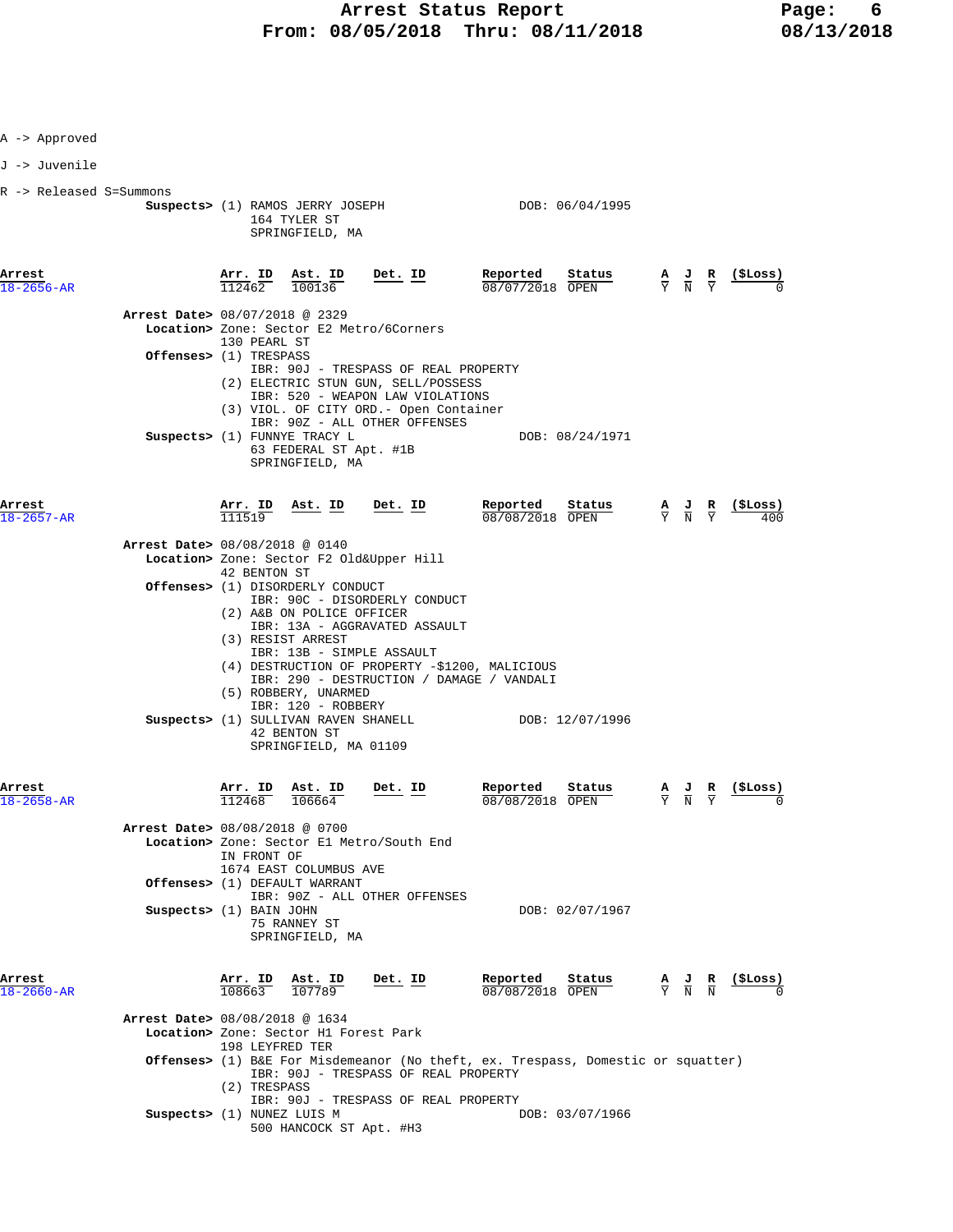A -> Approved

J -> Juvenile

R -> Released S=Summons

**Suspects>** (1) RAMOS JERRY JOSEPH DOB: 06/04/1995
164 TYLER ST
SPRINGFIELD, MA

| Arrest | Arr. ID | Ast. ID | Det. ID | Reported | Status | A | J | R | ($Loss) |
|---|---|---|---|---|---|---|---|---|---|
| 18-2656-AR | 112462 | 100136 | | 08/07/2018 | OPEN | Y | N | Y | 0 |

**Arrest Date>** 08/07/2018 @ 2329
**Location>** Zone: Sector E2 Metro/6Corners
130 PEARL ST
**Offenses>** (1) TRESPASS
IBR: 90J - TRESPASS OF REAL PROPERTY
(2) ELECTRIC STUN GUN, SELL/POSSESS
IBR: 520 - WEAPON LAW VIOLATIONS
(3) VIOL. OF CITY ORD.- Open Container
IBR: 90Z - ALL OTHER OFFENSES
**Suspects>** (1) FUNNYE TRACY L DOB: 08/24/1971
63 FEDERAL ST Apt. #1B
SPRINGFIELD, MA

| Arrest | Arr. ID | Ast. ID | Det. ID | Reported | Status | A | J | R | ($Loss) |
|---|---|---|---|---|---|---|---|---|---|
| 18-2657-AR | 111519 | | | 08/08/2018 | OPEN | Y | N | Y | 400 |

**Arrest Date>** 08/08/2018 @ 0140
**Location>** Zone: Sector F2 Old&Upper Hill
42 BENTON ST
**Offenses>** (1) DISORDERLY CONDUCT
IBR: 90C - DISORDERLY CONDUCT
(2) A&B ON POLICE OFFICER
IBR: 13A - AGGRAVATED ASSAULT
(3) RESIST ARREST
IBR: 13B - SIMPLE ASSAULT
(4) DESTRUCTION OF PROPERTY -$1200, MALICIOUS
IBR: 290 - DESTRUCTION / DAMAGE / VANDALI
(5) ROBBERY, UNARMED
IBR: 120 - ROBBERY
**Suspects>** (1) SULLIVAN RAVEN SHANELL DOB: 12/07/1996
42 BENTON ST
SPRINGFIELD, MA 01109

| Arrest | Arr. ID | Ast. ID | Det. ID | Reported | Status | A | J | R | ($Loss) |
|---|---|---|---|---|---|---|---|---|---|
| 18-2658-AR | 112468 | 106664 | | 08/08/2018 | OPEN | Y | N | Y | 0 |

**Arrest Date>** 08/08/2018 @ 0700
**Location>** Zone: Sector E1 Metro/South End
IN FRONT OF
1674 EAST COLUMBUS AVE
**Offenses>** (1) DEFAULT WARRANT
IBR: 90Z - ALL OTHER OFFENSES
**Suspects>** (1) BAIN JOHN DOB: 02/07/1967
75 RANNEY ST
SPRINGFIELD, MA

| Arrest | Arr. ID | Ast. ID | Det. ID | Reported | Status | A | J | R | ($Loss) |
|---|---|---|---|---|---|---|---|---|---|
| 18-2660-AR | 108663 | 107789 | | 08/08/2018 | OPEN | Y | N | N | 0 |

**Arrest Date>** 08/08/2018 @ 1634
**Location>** Zone: Sector H1 Forest Park
198 LEYFRED TER
**Offenses>** (1) B&E For Misdemeanor (No theft, ex. Trespass, Domestic or squatter)
IBR: 90J - TRESPASS OF REAL PROPERTY
(2) TRESPASS
IBR: 90J - TRESPASS OF REAL PROPERTY
**Suspects>** (1) NUNEZ LUIS M DOB: 03/07/1966
500 HANCOCK ST Apt. #H3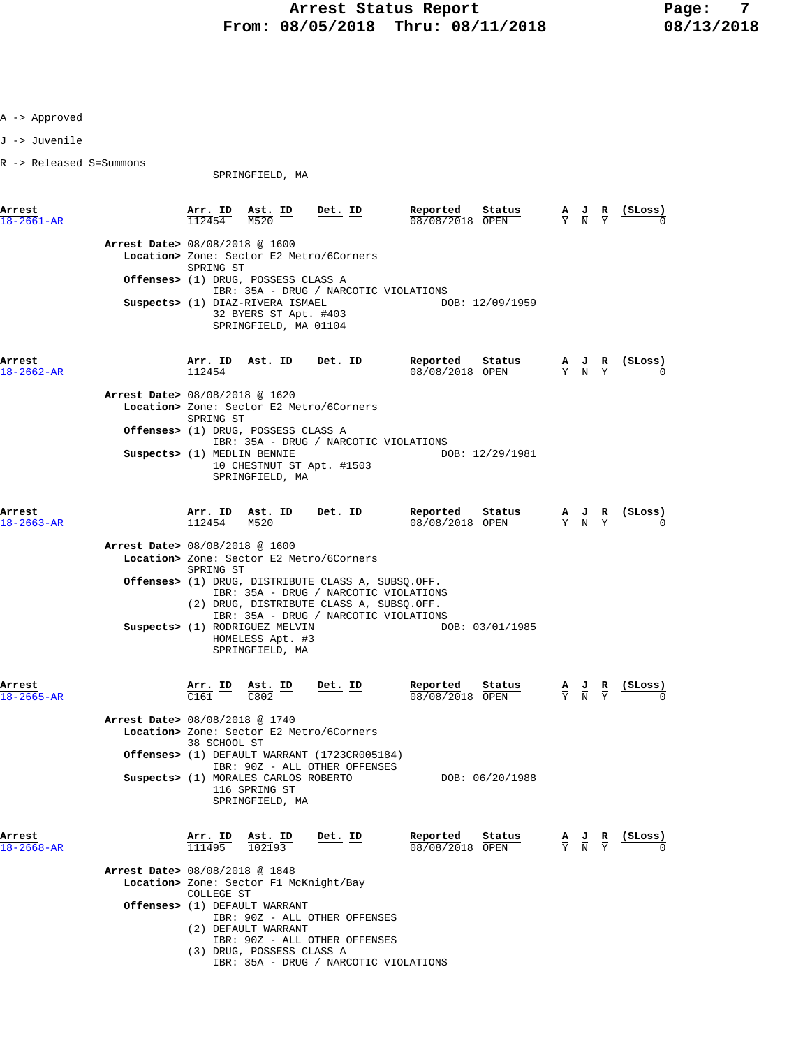A -> Approved

J -> Juvenile

R -> Released S=Summons

SPRINGFIELD, MA

| Arrest | Arr. ID | Ast. ID | Det. ID | Reported | Status | A | J | R | ($Loss) |
|---|---|---|---|---|---|---|---|---|---|
| 18-2661-AR | 112454 | M520 | | 08/08/2018 | OPEN | Y | N | Y | 0 |

**Arrest Date>** 08/08/2018 @ 1600
**Location>** Zone: Sector E2 Metro/6Corners
SPRING ST
**Offenses>** (1) DRUG, POSSESS CLASS A
IBR: 35A - DRUG / NARCOTIC VIOLATIONS
**Suspects>** (1) DIAZ-RIVERA ISMAEL — DOB: 12/09/1959
32 BYERS ST Apt. #403
SPRINGFIELD, MA 01104

| Arrest | Arr. ID | Ast. ID | Det. ID | Reported | Status | A | J | R | ($Loss) |
|---|---|---|---|---|---|---|---|---|---|
| 18-2662-AR | 112454 | | | 08/08/2018 | OPEN | Y | N | Y | 0 |

**Arrest Date>** 08/08/2018 @ 1620
**Location>** Zone: Sector E2 Metro/6Corners
SPRING ST
**Offenses>** (1) DRUG, POSSESS CLASS A
IBR: 35A - DRUG / NARCOTIC VIOLATIONS
**Suspects>** (1) MEDLIN BENNIE — DOB: 12/29/1981
10 CHESTNUT ST Apt. #1503
SPRINGFIELD, MA

| Arrest | Arr. ID | Ast. ID | Det. ID | Reported | Status | A | J | R | ($Loss) |
|---|---|---|---|---|---|---|---|---|---|
| 18-2663-AR | 112454 | M520 | | 08/08/2018 | OPEN | Y | N | Y | 0 |

**Arrest Date>** 08/08/2018 @ 1600
**Location>** Zone: Sector E2 Metro/6Corners
SPRING ST
**Offenses>** (1) DRUG, DISTRIBUTE CLASS A, SUBSQ.OFF.
IBR: 35A - DRUG / NARCOTIC VIOLATIONS
(2) DRUG, DISTRIBUTE CLASS A, SUBSQ.OFF.
IBR: 35A - DRUG / NARCOTIC VIOLATIONS
**Suspects>** (1) RODRIGUEZ MELVIN — DOB: 03/01/1985
HOMELESS Apt. #3
SPRINGFIELD, MA

| Arrest | Arr. ID | Ast. ID | Det. ID | Reported | Status | A | J | R | ($Loss) |
|---|---|---|---|---|---|---|---|---|---|
| 18-2665-AR | C161 | C802 | | 08/08/2018 | OPEN | Y | N | Y | 0 |

**Arrest Date>** 08/08/2018 @ 1740
**Location>** Zone: Sector E2 Metro/6Corners
38 SCHOOL ST
**Offenses>** (1) DEFAULT WARRANT (1723CR005184)
IBR: 90Z - ALL OTHER OFFENSES
**Suspects>** (1) MORALES CARLOS ROBERTO — DOB: 06/20/1988
116 SPRING ST
SPRINGFIELD, MA

| Arrest | Arr. ID | Ast. ID | Det. ID | Reported | Status | A | J | R | ($Loss) |
|---|---|---|---|---|---|---|---|---|---|
| 18-2668-AR | 111495 | 102193 | | 08/08/2018 | OPEN | Y | N | Y | 0 |

**Arrest Date>** 08/08/2018 @ 1848
**Location>** Zone: Sector F1 McKnight/Bay
COLLEGE ST
**Offenses>** (1) DEFAULT WARRANT
IBR: 90Z - ALL OTHER OFFENSES
(2) DEFAULT WARRANT
IBR: 90Z - ALL OTHER OFFENSES
(3) DRUG, POSSESS CLASS A
IBR: 35A - DRUG / NARCOTIC VIOLATIONS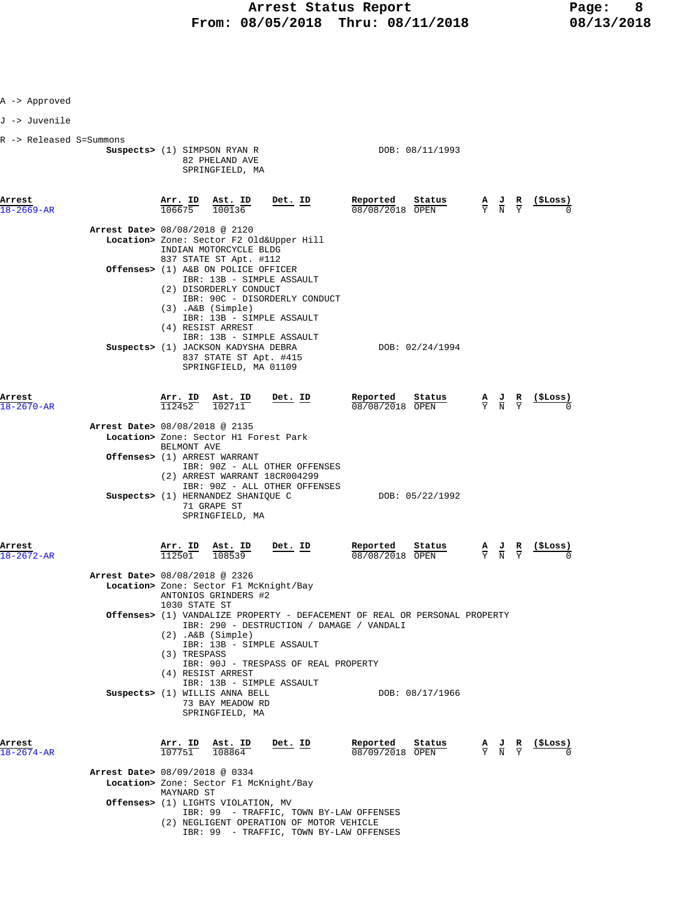A -> Approved

J -> Juvenile

R -> Released S=Summons

**Suspects>** (1) SIMPSON RYAN R DOB: 08/11/1993
82 PHELAND AVE
SPRINGFIELD, MA

| Arrest | Arr. ID | Ast. ID | Det. ID | Reported | Status | A | J | R | ($Loss) |
|---|---|---|---|---|---|---|---|---|---|
| 18-2669-AR | 106675 | 100136 | | 08/08/2018 | OPEN | Y | N | Y | 0 |

**Arrest Date>** 08/08/2018 @ 2120
**Location>** Zone: Sector F2 Old&Upper Hill
INDIAN MOTORCYCLE BLDG
837 STATE ST Apt. #112
**Offenses>** (1) A&B ON POLICE OFFICER
IBR: 13B - SIMPLE ASSAULT
(2) DISORDERLY CONDUCT
IBR: 90C - DISORDERLY CONDUCT
(3) .A&B (Simple)
IBR: 13B - SIMPLE ASSAULT
(4) RESIST ARREST
IBR: 13B - SIMPLE ASSAULT
**Suspects>** (1) JACKSON KADYSHA DEBRA DOB: 02/24/1994
837 STATE ST Apt. #415
SPRINGFIELD, MA 01109

| Arrest | Arr. ID | Ast. ID | Det. ID | Reported | Status | A | J | R | ($Loss) |
|---|---|---|---|---|---|---|---|---|---|
| 18-2670-AR | 112452 | 102711 | | 08/08/2018 | OPEN | Y | N | Y | 0 |

**Arrest Date>** 08/08/2018 @ 2135
**Location>** Zone: Sector H1 Forest Park
BELMONT AVE
**Offenses>** (1) ARREST WARRANT
IBR: 90Z - ALL OTHER OFFENSES
(2) ARREST WARRANT 18CR004299
IBR: 90Z - ALL OTHER OFFENSES
**Suspects>** (1) HERNANDEZ SHANIQUE C DOB: 05/22/1992
71 GRAPE ST
SPRINGFIELD, MA

| Arrest | Arr. ID | Ast. ID | Det. ID | Reported | Status | A | J | R | ($Loss) |
|---|---|---|---|---|---|---|---|---|---|
| 18-2672-AR | 112501 | 108539 | | 08/08/2018 | OPEN | Y | N | Y | 0 |

**Arrest Date>** 08/08/2018 @ 2326
**Location>** Zone: Sector F1 McKnight/Bay
ANTONIOS GRINDERS #2
1030 STATE ST
**Offenses>** (1) VANDALIZE PROPERTY - DEFACEMENT OF REAL OR PERSONAL PROPERTY
IBR: 290 - DESTRUCTION / DAMAGE / VANDALI
(2) .A&B (Simple)
IBR: 13B - SIMPLE ASSAULT
(3) TRESPASS
IBR: 90J - TRESPASS OF REAL PROPERTY
(4) RESIST ARREST
IBR: 13B - SIMPLE ASSAULT
**Suspects>** (1) WILLIS ANNA BELL DOB: 08/17/1966
73 BAY MEADOW RD
SPRINGFIELD, MA

| Arrest | Arr. ID | Ast. ID | Det. ID | Reported | Status | A | J | R | ($Loss) |
|---|---|---|---|---|---|---|---|---|---|
| 18-2674-AR | 107751 | 108864 | | 08/09/2018 | OPEN | Y | N | Y | 0 |

**Arrest Date>** 08/09/2018 @ 0334
**Location>** Zone: Sector F1 McKnight/Bay
MAYNARD ST
**Offenses>** (1) LIGHTS VIOLATION, MV
IBR: 99 - TRAFFIC, TOWN BY-LAW OFFENSES
(2) NEGLIGENT OPERATION OF MOTOR VEHICLE
IBR: 99 - TRAFFIC, TOWN BY-LAW OFFENSES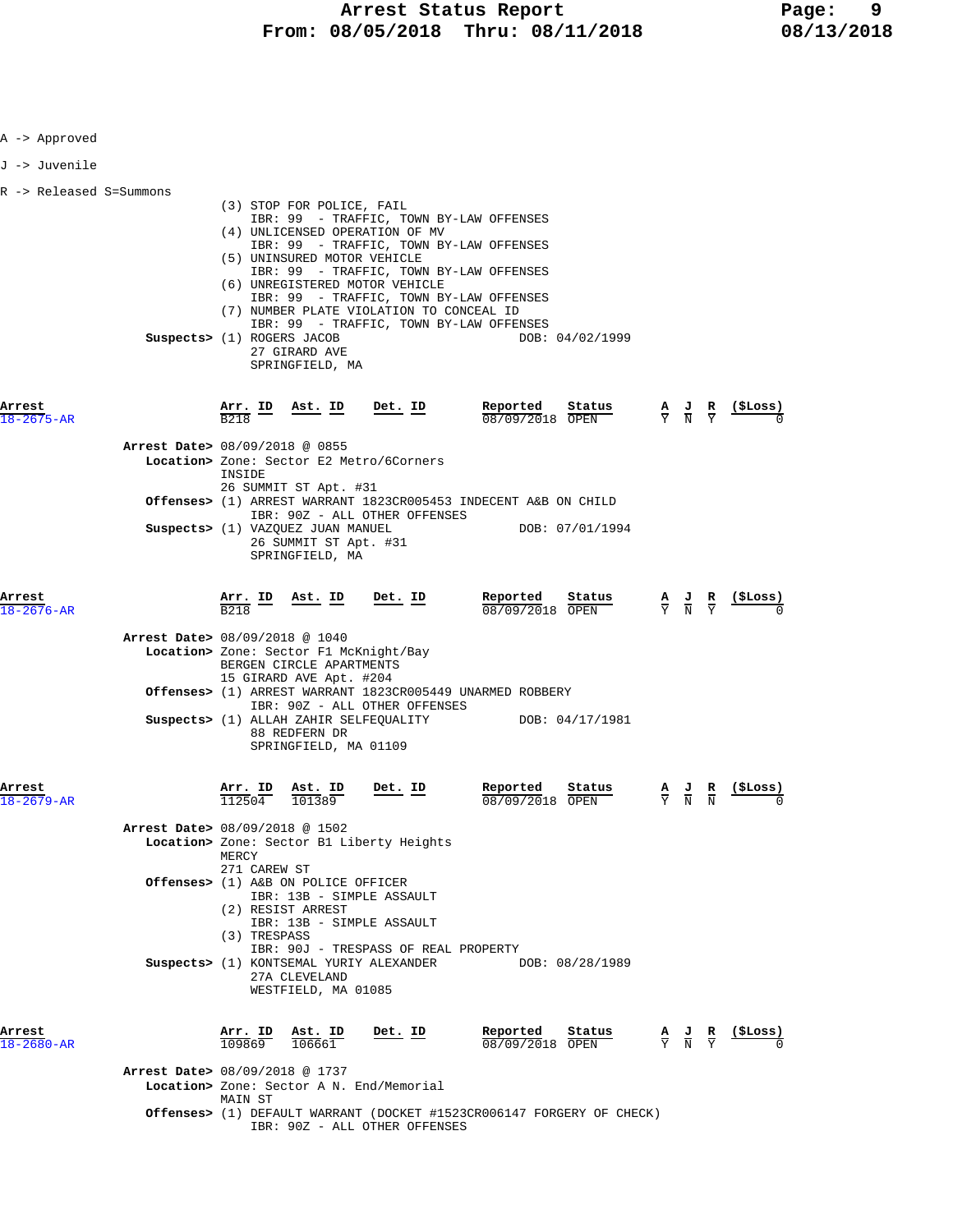A -> Approved

J -> Juvenile

R -> Released S=Summons

(3) STOP FOR POLICE, FAIL
IBR: 99 - TRAFFIC, TOWN BY-LAW OFFENSES
(4) UNLICENSED OPERATION OF MV
IBR: 99 - TRAFFIC, TOWN BY-LAW OFFENSES
(5) UNINSURED MOTOR VEHICLE
IBR: 99 - TRAFFIC, TOWN BY-LAW OFFENSES
(6) UNREGISTERED MOTOR VEHICLE
IBR: 99 - TRAFFIC, TOWN BY-LAW OFFENSES
(7) NUMBER PLATE VIOLATION TO CONCEAL ID
IBR: 99 - TRAFFIC, TOWN BY-LAW OFFENSES

**Suspects>** (1) ROGERS JACOB DOB: 04/02/1999
27 GIRARD AVE
SPRINGFIELD, MA

| Arrest | Arr. ID | Ast. ID | Det. ID | Reported | Status | A | J | R | ($Loss) |
|---|---|---|---|---|---|---|---|---|---|
| 18-2675-AR | B218 | | | 08/09/2018 | OPEN | Y | N | Y | 0 |

**Arrest Date>** 08/09/2018 @ 0855
**Location>** Zone: Sector E2 Metro/6Corners
INSIDE
26 SUMMIT ST Apt. #31
**Offenses>** (1) ARREST WARRANT 1823CR005453 INDECENT A&B ON CHILD
IBR: 90Z - ALL OTHER OFFENSES
**Suspects>** (1) VAZQUEZ JUAN MANUEL DOB: 07/01/1994
26 SUMMIT ST Apt. #31
SPRINGFIELD, MA

| Arrest | Arr. ID | Ast. ID | Det. ID | Reported | Status | A | J | R | ($Loss) |
|---|---|---|---|---|---|---|---|---|---|
| 18-2676-AR | B218 | | | 08/09/2018 | OPEN | Y | N | Y | 0 |

**Arrest Date>** 08/09/2018 @ 1040
**Location>** Zone: Sector F1 McKnight/Bay
BERGEN CIRCLE APARTMENTS
15 GIRARD AVE Apt. #204
**Offenses>** (1) ARREST WARRANT 1823CR005449 UNARMED ROBBERY
IBR: 90Z - ALL OTHER OFFENSES
**Suspects>** (1) ALLAH ZAHIR SELFEQUALITY DOB: 04/17/1981
88 REDFERN DR
SPRINGFIELD, MA 01109

| Arrest | Arr. ID | Ast. ID | Det. ID | Reported | Status | A | J | R | ($Loss) |
|---|---|---|---|---|---|---|---|---|---|
| 18-2679-AR | 112504 | 101389 | | 08/09/2018 | OPEN | Y | N | N | 0 |

**Arrest Date>** 08/09/2018 @ 1502
**Location>** Zone: Sector B1 Liberty Heights
MERCY
271 CAREW ST
**Offenses>** (1) A&B ON POLICE OFFICER
IBR: 13B - SIMPLE ASSAULT
(2) RESIST ARREST
IBR: 13B - SIMPLE ASSAULT
(3) TRESPASS
IBR: 90J - TRESPASS OF REAL PROPERTY
**Suspects>** (1) KONTSEMAL YURIY ALEXANDER DOB: 08/28/1989
27A CLEVELAND
WESTFIELD, MA 01085

| Arrest | Arr. ID | Ast. ID | Det. ID | Reported | Status | A | J | R | ($Loss) |
|---|---|---|---|---|---|---|---|---|---|
| 18-2680-AR | 109869 | 106661 | | 08/09/2018 | OPEN | Y | N | Y | 0 |

**Arrest Date>** 08/09/2018 @ 1737
**Location>** Zone: Sector A N. End/Memorial
MAIN ST
**Offenses>** (1) DEFAULT WARRANT (DOCKET #1523CR006147 FORGERY OF CHECK)
IBR: 90Z - ALL OTHER OFFENSES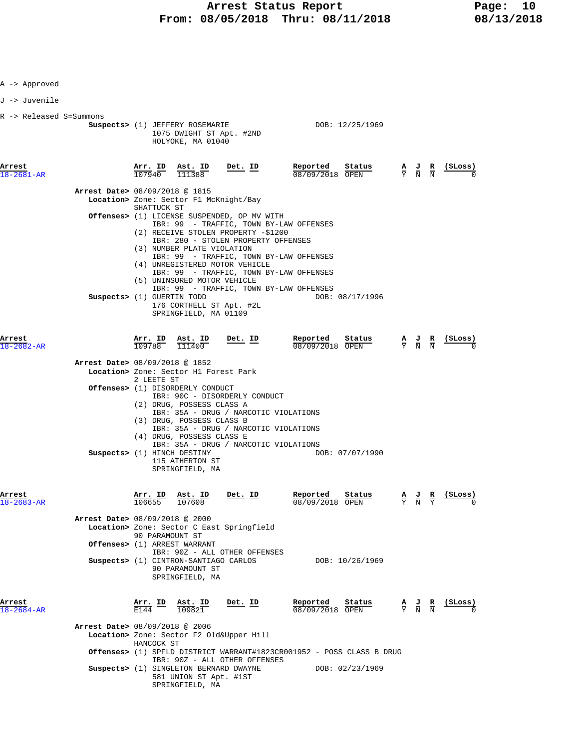A -> Approved

J -> Juvenile

R -> Released S=Summons

**Suspects>** (1) JEFFERY ROSEMARIE DOB: 12/25/1969
1075 DWIGHT ST Apt. #2ND
HOLYOKE, MA 01040

| Arrest | Arr. ID | Ast. ID | Det. ID | Reported | Status | A | J | R | ($Loss) |
|---|---|---|---|---|---|---|---|---|---|
| 18-2681-AR | 107940 | 111388 | | 08/09/2018 | OPEN | Y | N | N | 0 |

**Arrest Date>** 08/09/2018 @ 1815
**Location>** Zone: Sector F1 McKnight/Bay
SHATTUCK ST
**Offenses>** (1) LICENSE SUSPENDED, OP MV WITH
IBR: 99 - TRAFFIC, TOWN BY-LAW OFFENSES
(2) RECEIVE STOLEN PROPERTY -$1200
IBR: 280 - STOLEN PROPERTY OFFENSES
(3) NUMBER PLATE VIOLATION
IBR: 99 - TRAFFIC, TOWN BY-LAW OFFENSES
(4) UNREGISTERED MOTOR VEHICLE
IBR: 99 - TRAFFIC, TOWN BY-LAW OFFENSES
(5) UNINSURED MOTOR VEHICLE
IBR: 99 - TRAFFIC, TOWN BY-LAW OFFENSES
**Suspects>** (1) GUERTIN TODD DOB: 08/17/1996
176 CORTHELL ST Apt. #2L
SPRINGFIELD, MA 01109

| Arrest | Arr. ID | Ast. ID | Det. ID | Reported | Status | A | J | R | ($Loss) |
|---|---|---|---|---|---|---|---|---|---|
| 18-2682-AR | 109788 | 111400 | | 08/09/2018 | OPEN | Y | N | N | 0 |

**Arrest Date>** 08/09/2018 @ 1852
**Location>** Zone: Sector H1 Forest Park
2 LEETE ST
**Offenses>** (1) DISORDERLY CONDUCT
IBR: 90C - DISORDERLY CONDUCT
(2) DRUG, POSSESS CLASS A
IBR: 35A - DRUG / NARCOTIC VIOLATIONS
(3) DRUG, POSSESS CLASS B
IBR: 35A - DRUG / NARCOTIC VIOLATIONS
(4) DRUG, POSSESS CLASS E
IBR: 35A - DRUG / NARCOTIC VIOLATIONS
**Suspects>** (1) HINCH DESTINY DOB: 07/07/1990
115 ATHERTON ST
SPRINGFIELD, MA

| Arrest | Arr. ID | Ast. ID | Det. ID | Reported | Status | A | J | R | ($Loss) |
|---|---|---|---|---|---|---|---|---|---|
| 18-2683-AR | 106655 | 107608 | | 08/09/2018 | OPEN | Y | N | Y | 0 |

**Arrest Date>** 08/09/2018 @ 2000
**Location>** Zone: Sector C East Springfield
90 PARAMOUNT ST
**Offenses>** (1) ARREST WARRANT
IBR: 90Z - ALL OTHER OFFENSES
**Suspects>** (1) CINTRON-SANTIAGO CARLOS DOB: 10/26/1969
90 PARAMOUNT ST
SPRINGFIELD, MA

| Arrest | Arr. ID | Ast. ID | Det. ID | Reported | Status | A | J | R | ($Loss) |
|---|---|---|---|---|---|---|---|---|---|
| 18-2684-AR | E144 | 109821 | | 08/09/2018 | OPEN | Y | N | N | 0 |

**Arrest Date>** 08/09/2018 @ 2006
**Location>** Zone: Sector F2 Old&Upper Hill
HANCOCK ST
**Offenses>** (1) SPFLD DISTRICT WARRANT#1823CR001952 - POSS CLASS B DRUG
IBR: 90Z - ALL OTHER OFFENSES
**Suspects>** (1) SINGLETON BERNARD DWAYNE DOB: 02/23/1969
581 UNION ST Apt. #1ST
SPRINGFIELD, MA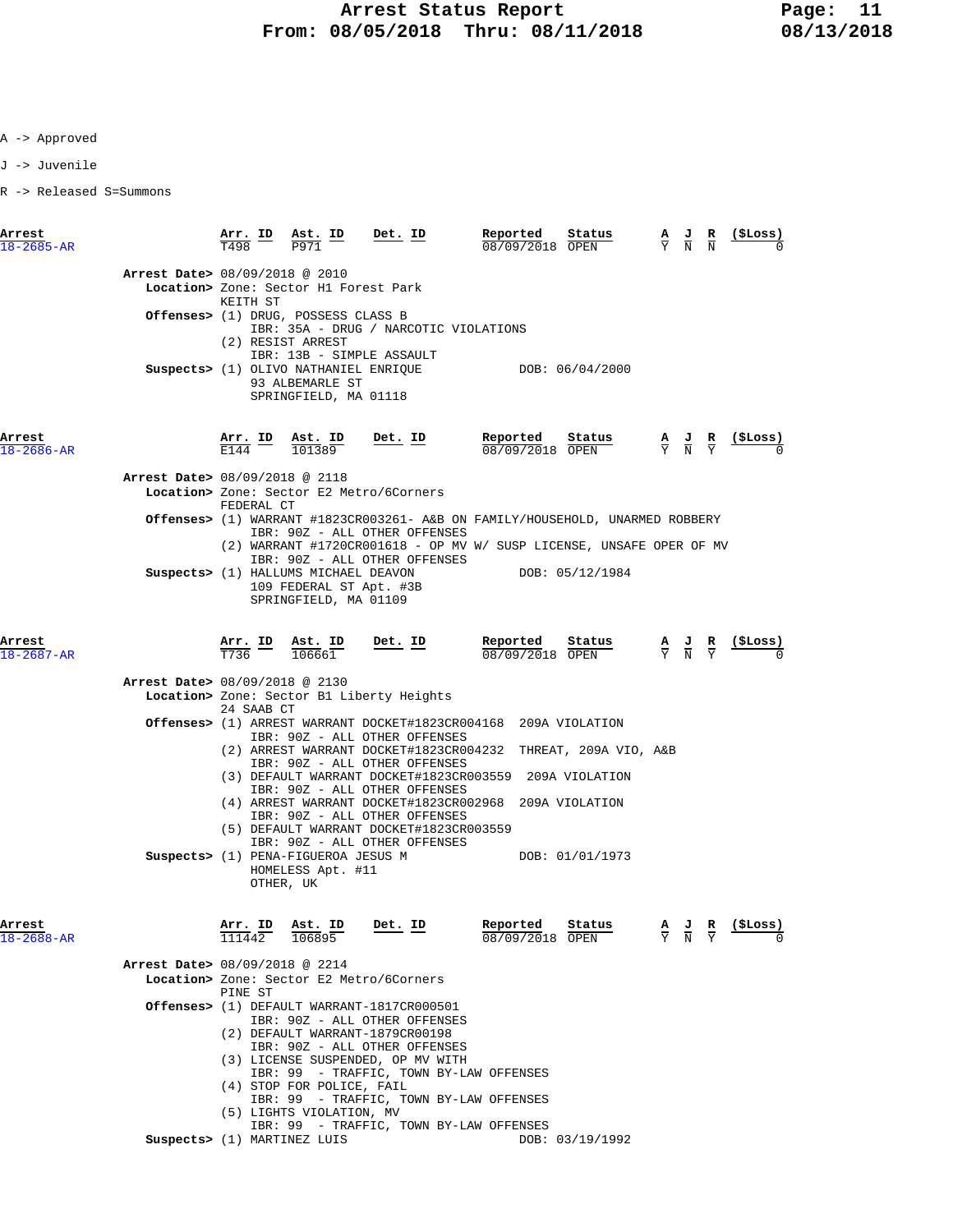A -> Approved

J -> Juvenile

R -> Released S=Summons

| Arrest | Arr. ID | Ast. ID | Det. ID | Reported | Status | A | J | R | ($Loss) |
|---|---|---|---|---|---|---|---|---|---|
| 18-2685-AR | T498 | P971 | | 08/09/2018 | OPEN | Y | N | N | 0 |

**Arrest Date>** 08/09/2018 @ 2010
**Location>** Zone: Sector H1 Forest Park
KEITH ST
**Offenses>** (1) DRUG, POSSESS CLASS B
IBR: 35A - DRUG / NARCOTIC VIOLATIONS
(2) RESIST ARREST
IBR: 13B - SIMPLE ASSAULT
**Suspects>** (1) OLIVO NATHANIEL ENRIQUE DOB: 06/04/2000
93 ALBEMARLE ST
SPRINGFIELD, MA 01118

| Arrest | Arr. ID | Ast. ID | Det. ID | Reported | Status | A | J | R | ($Loss) |
|---|---|---|---|---|---|---|---|---|---|
| 18-2686-AR | E144 | 101389 | | 08/09/2018 | OPEN | Y | N | Y | 0 |

**Arrest Date>** 08/09/2018 @ 2118
**Location>** Zone: Sector E2 Metro/6Corners
FEDERAL CT
**Offenses>** (1) WARRANT #1823CR003261- A&B ON FAMILY/HOUSEHOLD, UNARMED ROBBERY
IBR: 90Z - ALL OTHER OFFENSES
(2) WARRANT #1720CR001618 - OP MV W/ SUSP LICENSE, UNSAFE OPER OF MV
IBR: 90Z - ALL OTHER OFFENSES
**Suspects>** (1) HALLUMS MICHAEL DEAVON DOB: 05/12/1984
109 FEDERAL ST Apt. #3B
SPRINGFIELD, MA 01109

| Arrest | Arr. ID | Ast. ID | Det. ID | Reported | Status | A | J | R | ($Loss) |
|---|---|---|---|---|---|---|---|---|---|
| 18-2687-AR | T736 | 106661 | | 08/09/2018 | OPEN | Y | N | Y | 0 |

**Arrest Date>** 08/09/2018 @ 2130
**Location>** Zone: Sector B1 Liberty Heights
24 SAAB CT
**Offenses>** (1) ARREST WARRANT DOCKET#1823CR004168 209A VIOLATION
IBR: 90Z - ALL OTHER OFFENSES
(2) ARREST WARRANT DOCKET#1823CR004232 THREAT, 209A VIO, A&B
IBR: 90Z - ALL OTHER OFFENSES
(3) DEFAULT WARRANT DOCKET#1823CR003559 209A VIOLATION
IBR: 90Z - ALL OTHER OFFENSES
(4) ARREST WARRANT DOCKET#1823CR002968 209A VIOLATION
IBR: 90Z - ALL OTHER OFFENSES
(5) DEFAULT WARRANT DOCKET#1823CR003559
IBR: 90Z - ALL OTHER OFFENSES
**Suspects>** (1) PENA-FIGUEROA JESUS M DOB: 01/01/1973
HOMELESS Apt. #11
OTHER, UK

| Arrest | Arr. ID | Ast. ID | Det. ID | Reported | Status | A | J | R | ($Loss) |
|---|---|---|---|---|---|---|---|---|---|
| 18-2688-AR | 111442 | 106895 | | 08/09/2018 | OPEN | Y | N | Y | 0 |

**Arrest Date>** 08/09/2018 @ 2214
**Location>** Zone: Sector E2 Metro/6Corners
PINE ST
**Offenses>** (1) DEFAULT WARRANT-1817CR000501
IBR: 90Z - ALL OTHER OFFENSES
(2) DEFAULT WARRANT-1879CR00198
IBR: 90Z - ALL OTHER OFFENSES
(3) LICENSE SUSPENDED, OP MV WITH
IBR: 99 - TRAFFIC, TOWN BY-LAW OFFENSES
(4) STOP FOR POLICE, FAIL
IBR: 99 - TRAFFIC, TOWN BY-LAW OFFENSES
(5) LIGHTS VIOLATION, MV
IBR: 99 - TRAFFIC, TOWN BY-LAW OFFENSES
**Suspects>** (1) MARTINEZ LUIS DOB: 03/19/1992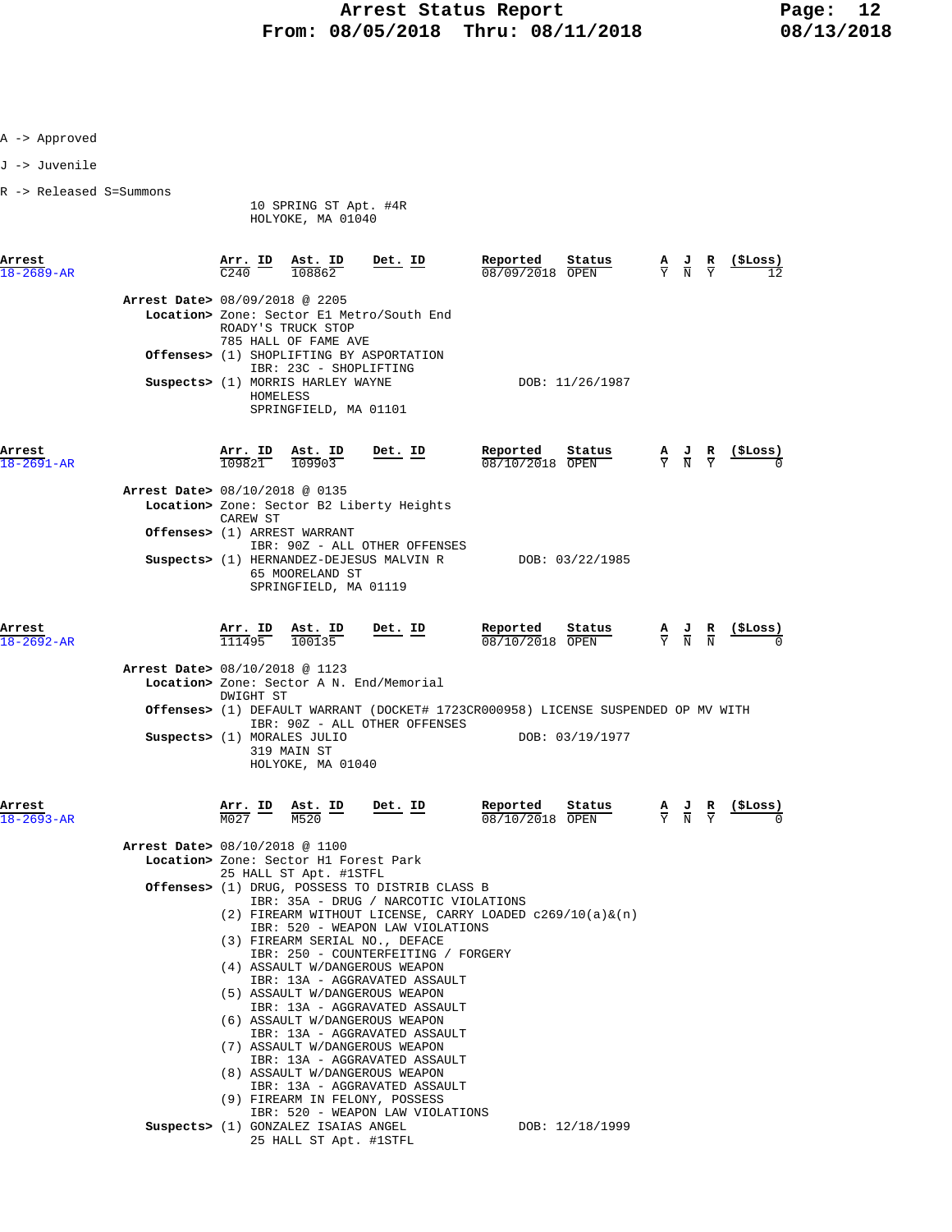A -> Approved

J -> Juvenile

R -> Released S=Summons

10 SPRING ST Apt. #4R
HOLYOKE, MA 01040

| Arrest | Arr. ID | Ast. ID | Det. ID | Reported | Status | A | J | R | ($Loss) |
|---|---|---|---|---|---|---|---|---|---|
| 18-2689-AR | C240 | 108862 | | 08/09/2018 | OPEN | Y | N | Y | 12 |

**Arrest Date>** 08/09/2018 @ 2205
**Location>** Zone: Sector E1 Metro/South End
ROADY'S TRUCK STOP
785 HALL OF FAME AVE
**Offenses>** (1) SHOPLIFTING BY ASPORTATION
IBR: 23C - SHOPLIFTING
**Suspects>** (1) MORRIS HARLEY WAYNE DOB: 11/26/1987
HOMELESS
SPRINGFIELD, MA 01101

| Arrest | Arr. ID | Ast. ID | Det. ID | Reported | Status | A | J | R | ($Loss) |
|---|---|---|---|---|---|---|---|---|---|
| 18-2691-AR | 109821 | 109903 | | 08/10/2018 | OPEN | Y | N | Y | 0 |

**Arrest Date>** 08/10/2018 @ 0135
**Location>** Zone: Sector B2 Liberty Heights
CAREW ST
**Offenses>** (1) ARREST WARRANT
IBR: 90Z - ALL OTHER OFFENSES
**Suspects>** (1) HERNANDEZ-DEJESUS MALVIN R DOB: 03/22/1985
65 MOORELAND ST
SPRINGFIELD, MA 01119

| Arrest | Arr. ID | Ast. ID | Det. ID | Reported | Status | A | J | R | ($Loss) |
|---|---|---|---|---|---|---|---|---|---|
| 18-2692-AR | 111495 | 100135 | | 08/10/2018 | OPEN | Y | N | N | 0 |

**Arrest Date>** 08/10/2018 @ 1123
**Location>** Zone: Sector A N. End/Memorial
DWIGHT ST
**Offenses>** (1) DEFAULT WARRANT (DOCKET# 1723CR000958) LICENSE SUSPENDED OP MV WITH
IBR: 90Z - ALL OTHER OFFENSES
**Suspects>** (1) MORALES JULIO DOB: 03/19/1977
319 MAIN ST
HOLYOKE, MA 01040

| Arrest | Arr. ID | Ast. ID | Det. ID | Reported | Status | A | J | R | ($Loss) |
|---|---|---|---|---|---|---|---|---|---|
| 18-2693-AR | M027 | M520 | | 08/10/2018 | OPEN | Y | N | Y | 0 |

**Arrest Date>** 08/10/2018 @ 1100
**Location>** Zone: Sector H1 Forest Park
25 HALL ST Apt. #1STFL
**Offenses>** (1) DRUG, POSSESS TO DISTRIB CLASS B
IBR: 35A - DRUG / NARCOTIC VIOLATIONS
(2) FIREARM WITHOUT LICENSE, CARRY LOADED c269/10(a)&(n)
IBR: 520 - WEAPON LAW VIOLATIONS
(3) FIREARM SERIAL NO., DEFACE
IBR: 250 - COUNTERFEITING / FORGERY
(4) ASSAULT W/DANGEROUS WEAPON
IBR: 13A - AGGRAVATED ASSAULT
(5) ASSAULT W/DANGEROUS WEAPON
IBR: 13A - AGGRAVATED ASSAULT
(6) ASSAULT W/DANGEROUS WEAPON
IBR: 13A - AGGRAVATED ASSAULT
(7) ASSAULT W/DANGEROUS WEAPON
IBR: 13A - AGGRAVATED ASSAULT
(8) ASSAULT W/DANGEROUS WEAPON
IBR: 13A - AGGRAVATED ASSAULT
(9) FIREARM IN FELONY, POSSESS
IBR: 520 - WEAPON LAW VIOLATIONS
**Suspects>** (1) GONZALEZ ISAIAS ANGEL DOB: 12/18/1999
25 HALL ST Apt. #1STFL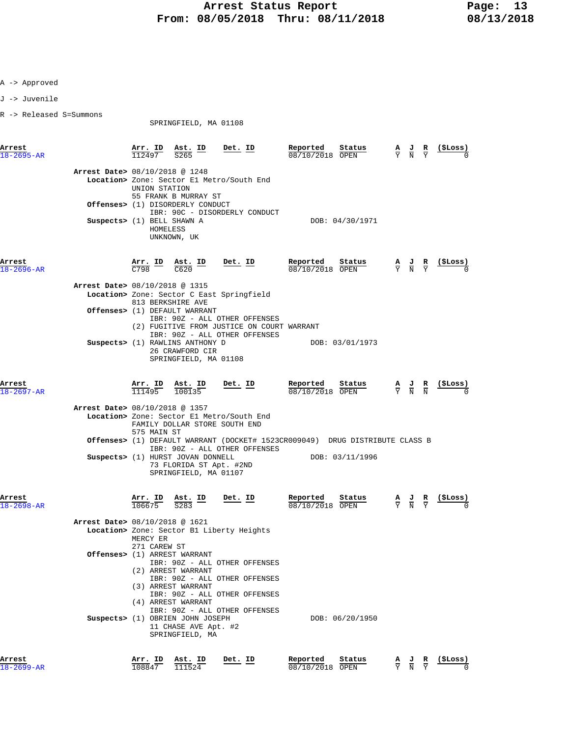A -> Approved

J -> Juvenile

R -> Released S=Summons

SPRINGFIELD, MA 01108

| Arrest | Arr. ID | Ast. ID | Det. ID | Reported | Status | A | J | R | ($Loss) |
|---|---|---|---|---|---|---|---|---|---|
| 18-2695-AR | 112497 | S265 | | 08/10/2018 | OPEN | Y | N | Y | 0 |

**Arrest Date>** 08/10/2018 @ 1248
**Location>** Zone: Sector E1 Metro/South End
UNION STATION
55 FRANK B MURRAY ST
**Offenses>** (1) DISORDERLY CONDUCT
IBR: 90C - DISORDERLY CONDUCT
**Suspects>** (1) BELL SHAWN A — DOB: 04/30/1971
HOMELESS
UNKNOWN, UK

| Arrest | Arr. ID | Ast. ID | Det. ID | Reported | Status | A | J | R | ($Loss) |
|---|---|---|---|---|---|---|---|---|---|
| 18-2696-AR | C798 | C620 | | 08/10/2018 | OPEN | Y | N | Y | 0 |

**Arrest Date>** 08/10/2018 @ 1315
**Location>** Zone: Sector C East Springfield
813 BERKSHIRE AVE
**Offenses>** (1) DEFAULT WARRANT
IBR: 90Z - ALL OTHER OFFENSES
(2) FUGITIVE FROM JUSTICE ON COURT WARRANT
IBR: 90Z - ALL OTHER OFFENSES
**Suspects>** (1) RAWLINS ANTHONY D — DOB: 03/01/1973
26 CRAWFORD CIR
SPRINGFIELD, MA 01108

| Arrest | Arr. ID | Ast. ID | Det. ID | Reported | Status | A | J | R | ($Loss) |
|---|---|---|---|---|---|---|---|---|---|
| 18-2697-AR | 111495 | 100135 | | 08/10/2018 | OPEN | Y | N | N | 0 |

**Arrest Date>** 08/10/2018 @ 1357
**Location>** Zone: Sector E1 Metro/South End
FAMILY DOLLAR STORE SOUTH END
575 MAIN ST
**Offenses>** (1) DEFAULT WARRANT (DOCKET# 1523CR009049) DRUG DISTRIBUTE CLASS B
IBR: 90Z - ALL OTHER OFFENSES
**Suspects>** (1) HURST JOVAN DONNELL — DOB: 03/11/1996
73 FLORIDA ST Apt. #2ND
SPRINGFIELD, MA 01107

| Arrest | Arr. ID | Ast. ID | Det. ID | Reported | Status | A | J | R | ($Loss) |
|---|---|---|---|---|---|---|---|---|---|
| 18-2698-AR | 106675 | S283 | | 08/10/2018 | OPEN | Y | N | Y | 0 |

**Arrest Date>** 08/10/2018 @ 1621
**Location>** Zone: Sector B1 Liberty Heights
MERCY ER
271 CAREW ST
**Offenses>** (1) ARREST WARRANT
IBR: 90Z - ALL OTHER OFFENSES
(2) ARREST WARRANT
IBR: 90Z - ALL OTHER OFFENSES
(3) ARREST WARRANT
IBR: 90Z - ALL OTHER OFFENSES
(4) ARREST WARRANT
IBR: 90Z - ALL OTHER OFFENSES
**Suspects>** (1) OBRIEN JOHN JOSEPH — DOB: 06/20/1950
11 CHASE AVE Apt. #2
SPRINGFIELD, MA

| Arrest | Arr. ID | Ast. ID | Det. ID | Reported | Status | A | J | R | ($Loss) |
|---|---|---|---|---|---|---|---|---|---|
| 18-2699-AR | 108847 | 111524 | | 08/10/2018 | OPEN | Y | N | Y | 0 |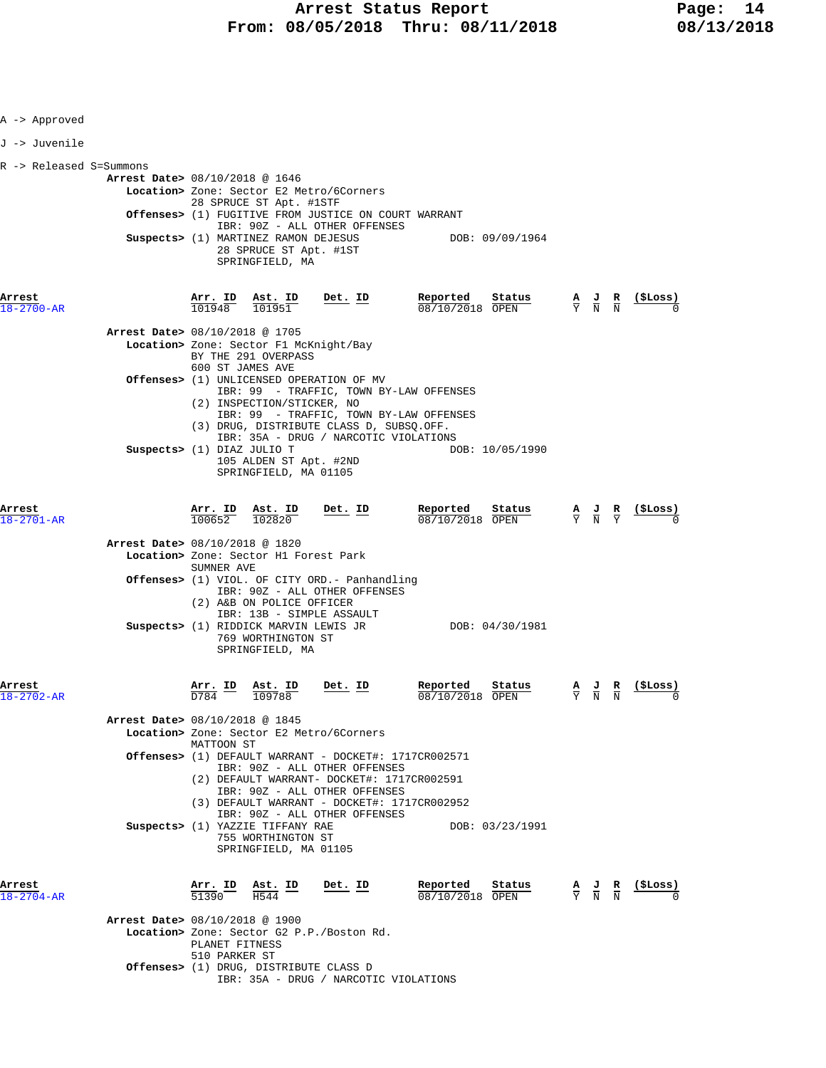A -> Approved

J -> Juvenile

R -> Released S=Summons

**Arrest Date>** 08/10/2018 @ 1646
**Location>** Zone: Sector E2 Metro/6Corners
28 SPRUCE ST Apt. #1STF
**Offenses>** (1) FUGITIVE FROM JUSTICE ON COURT WARRANT
IBR: 90Z - ALL OTHER OFFENSES
**Suspects>** (1) MARTINEZ RAMON DEJESUS DOB: 09/09/1964
28 SPRUCE ST Apt. #1ST
SPRINGFIELD, MA

| Arrest | Arr. ID | Ast. ID | Det. ID | Reported | Status | A | J | R | ($Loss) |
|---|---|---|---|---|---|---|---|---|---|
| 18-2700-AR | 101948 | 101951 | | 08/10/2018 | OPEN | Y | N | N | 0 |

**Arrest Date>** 08/10/2018 @ 1705
**Location>** Zone: Sector F1 McKnight/Bay
BY THE 291 OVERPASS
600 ST JAMES AVE
**Offenses>** (1) UNLICENSED OPERATION OF MV
IBR: 99 - TRAFFIC, TOWN BY-LAW OFFENSES
(2) INSPECTION/STICKER, NO
IBR: 99 - TRAFFIC, TOWN BY-LAW OFFENSES
(3) DRUG, DISTRIBUTE CLASS D, SUBSQ.OFF.
IBR: 35A - DRUG / NARCOTIC VIOLATIONS
**Suspects>** (1) DIAZ JULIO T DOB: 10/05/1990
105 ALDEN ST Apt. #2ND
SPRINGFIELD, MA 01105

| Arrest | Arr. ID | Ast. ID | Det. ID | Reported | Status | A | J | R | ($Loss) |
|---|---|---|---|---|---|---|---|---|---|
| 18-2701-AR | 100652 | 102820 | | 08/10/2018 | OPEN | Y | N | Y | 0 |

**Arrest Date>** 08/10/2018 @ 1820
**Location>** Zone: Sector H1 Forest Park
SUMNER AVE
**Offenses>** (1) VIOL. OF CITY ORD.- Panhandling
IBR: 90Z - ALL OTHER OFFENSES
(2) A&B ON POLICE OFFICER
IBR: 13B - SIMPLE ASSAULT
**Suspects>** (1) RIDDICK MARVIN LEWIS JR DOB: 04/30/1981
769 WORTHINGTON ST
SPRINGFIELD, MA

| Arrest | Arr. ID | Ast. ID | Det. ID | Reported | Status | A | J | R | ($Loss) |
|---|---|---|---|---|---|---|---|---|---|
| 18-2702-AR | D784 | 109788 | | 08/10/2018 | OPEN | Y | N | N | 0 |

**Arrest Date>** 08/10/2018 @ 1845
**Location>** Zone: Sector E2 Metro/6Corners
MATTOON ST
**Offenses>** (1) DEFAULT WARRANT - DOCKET#: 1717CR002571
IBR: 90Z - ALL OTHER OFFENSES
(2) DEFAULT WARRANT- DOCKET#: 1717CR002591
IBR: 90Z - ALL OTHER OFFENSES
(3) DEFAULT WARRANT - DOCKET#: 1717CR002952
IBR: 90Z - ALL OTHER OFFENSES
**Suspects>** (1) YAZZIE TIFFANY RAE DOB: 03/23/1991
755 WORTHINGTON ST
SPRINGFIELD, MA 01105

| Arrest | Arr. ID | Ast. ID | Det. ID | Reported | Status | A | J | R | ($Loss) |
|---|---|---|---|---|---|---|---|---|---|
| 18-2704-AR | 51390 | H544 | | 08/10/2018 | OPEN | Y | N | N | 0 |

**Arrest Date>** 08/10/2018 @ 1900
**Location>** Zone: Sector G2 P.P./Boston Rd.
PLANET FITNESS
510 PARKER ST
**Offenses>** (1) DRUG, DISTRIBUTE CLASS D
IBR: 35A - DRUG / NARCOTIC VIOLATIONS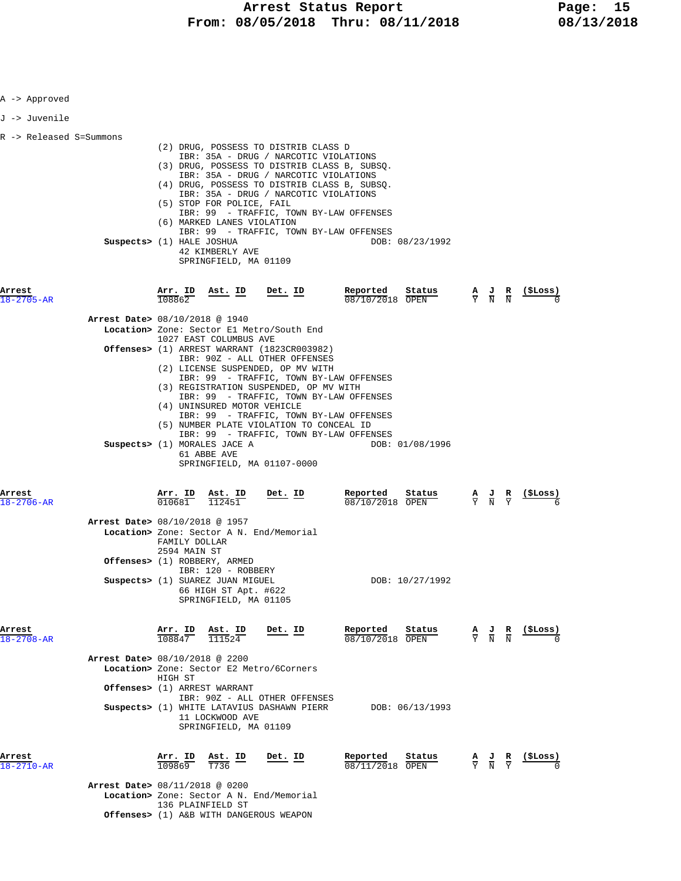A -> Approved

J -> Juvenile

R -> Released S=Summons

(2) DRUG, POSSESS TO DISTRIB CLASS D
IBR: 35A - DRUG / NARCOTIC VIOLATIONS
(3) DRUG, POSSESS TO DISTRIB CLASS B, SUBSQ.
IBR: 35A - DRUG / NARCOTIC VIOLATIONS
(4) DRUG, POSSESS TO DISTRIB CLASS B, SUBSQ.
IBR: 35A - DRUG / NARCOTIC VIOLATIONS
(5) STOP FOR POLICE, FAIL
IBR: 99 - TRAFFIC, TOWN BY-LAW OFFENSES
(6) MARKED LANES VIOLATION
IBR: 99 - TRAFFIC, TOWN BY-LAW OFFENSES

**Suspects>** (1) HALE JOSHUA DOB: 08/23/1992
42 KIMBERLY AVE
SPRINGFIELD, MA 01109

| Arrest | Arr. ID | Ast. ID | Det. ID | Reported | Status | A | J | R | ($Loss) |
|---|---|---|---|---|---|---|---|---|---|
| 18-2705-AR | 108862 | | | 08/10/2018 | OPEN | Y | N | N | 0 |

**Arrest Date>** 08/10/2018 @ 1940
**Location>** Zone: Sector E1 Metro/South End
1027 EAST COLUMBUS AVE
**Offenses>** (1) ARREST WARRANT (1823CR003982)
IBR: 90Z - ALL OTHER OFFENSES
(2) LICENSE SUSPENDED, OP MV WITH
IBR: 99 - TRAFFIC, TOWN BY-LAW OFFENSES
(3) REGISTRATION SUSPENDED, OP MV WITH
IBR: 99 - TRAFFIC, TOWN BY-LAW OFFENSES
(4) UNINSURED MOTOR VEHICLE
IBR: 99 - TRAFFIC, TOWN BY-LAW OFFENSES
(5) NUMBER PLATE VIOLATION TO CONCEAL ID
IBR: 99 - TRAFFIC, TOWN BY-LAW OFFENSES
**Suspects>** (1) MORALES JACE A DOB: 01/08/1996
61 ABBE AVE
SPRINGFIELD, MA 01107-0000

| Arrest | Arr. ID | Ast. ID | Det. ID | Reported | Status | A | J | R | ($Loss) |
|---|---|---|---|---|---|---|---|---|---|
| 18-2706-AR | 010681 | 112451 | | 08/10/2018 | OPEN | Y | N | Y | 6 |

**Arrest Date>** 08/10/2018 @ 1957
**Location>** Zone: Sector A N. End/Memorial
FAMILY DOLLAR
2594 MAIN ST
**Offenses>** (1) ROBBERY, ARMED
IBR: 120 - ROBBERY
**Suspects>** (1) SUAREZ JUAN MIGUEL DOB: 10/27/1992
66 HIGH ST Apt. #622
SPRINGFIELD, MA 01105

| Arrest | Arr. ID | Ast. ID | Det. ID | Reported | Status | A | J | R | ($Loss) |
|---|---|---|---|---|---|---|---|---|---|
| 18-2708-AR | 108847 | 111524 | | 08/10/2018 | OPEN | Y | N | N | 0 |

**Arrest Date>** 08/10/2018 @ 2200
**Location>** Zone: Sector E2 Metro/6Corners
HIGH ST
**Offenses>** (1) ARREST WARRANT
IBR: 90Z - ALL OTHER OFFENSES
**Suspects>** (1) WHITE LATAVIUS DASHAWN PIERR DOB: 06/13/1993
11 LOCKWOOD AVE
SPRINGFIELD, MA 01109

| Arrest | Arr. ID | Ast. ID | Det. ID | Reported | Status | A | J | R | ($Loss) |
|---|---|---|---|---|---|---|---|---|---|
| 18-2710-AR | 109869 | T736 | | 08/11/2018 | OPEN | Y | N | Y | 0 |

**Arrest Date>** 08/11/2018 @ 0200
**Location>** Zone: Sector A N. End/Memorial
136 PLAINFIELD ST
**Offenses>** (1) A&B WITH DANGEROUS WEAPON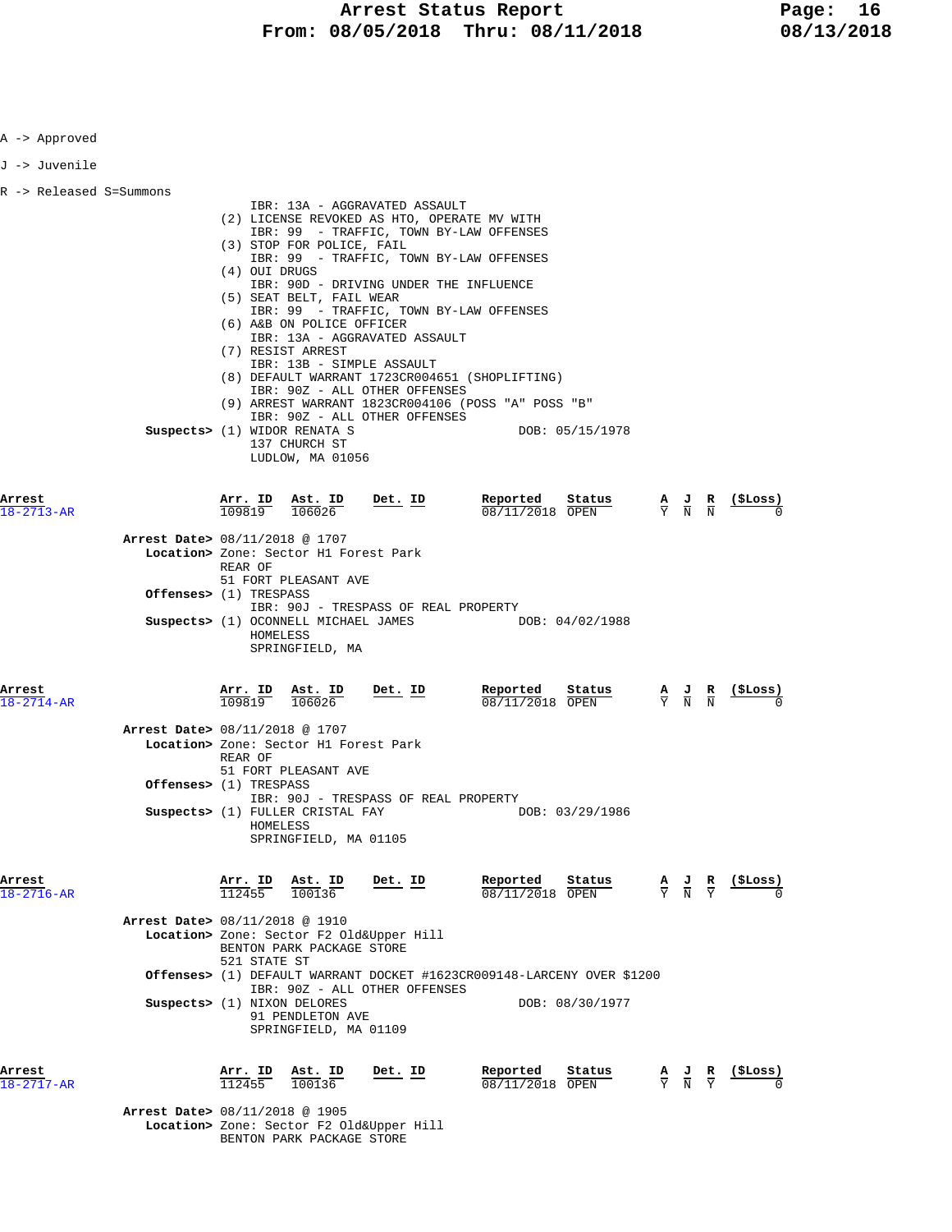A -> Approved

J -> Juvenile

R -> Released S=Summons

```
                                  IBR: 13A - AGGRAVATED ASSAULT
                              (2) LICENSE REVOKED AS HTO, OPERATE MV WITH
                                  IBR: 99  - TRAFFIC, TOWN BY-LAW OFFENSES
                              (3) STOP FOR POLICE, FAIL
                                  IBR: 99  - TRAFFIC, TOWN BY-LAW OFFENSES
                              (4) OUI DRUGS
                                  IBR: 90D - DRIVING UNDER THE INFLUENCE
                              (5) SEAT BELT, FAIL WEAR
                                  IBR: 99  - TRAFFIC, TOWN BY-LAW OFFENSES
                              (6) A&B ON POLICE OFFICER
                                  IBR: 13A - AGGRAVATED ASSAULT
                              (7) RESIST ARREST
                                  IBR: 13B - SIMPLE ASSAULT
                              (8) DEFAULT WARRANT 1723CR004651 (SHOPLIFTING)
                                  IBR: 90Z - ALL OTHER OFFENSES
                              (9) ARREST WARRANT 1823CR004106 (POSS "A" POSS "B"
                                  IBR: 90Z - ALL OTHER OFFENSES
                   Suspects>  (1) WIDOR RENATA S                       DOB: 05/15/1978
                                  137 CHURCH ST
                                  LUDLOW, MA 01056
```

| Arrest | Arr. ID | Ast. ID | Det. ID | Reported | Status | A | J | R | ($Loss) |
|---|---|---|---|---|---|---|---|---|---|
| 18-2713-AR | 109819 | 106026 | | 08/11/2018 | OPEN | Y | N | N | 0 |

```
              Arrest Date> 08/11/2018 @ 1707
                 Location> Zone: Sector H1 Forest Park
                           REAR OF
                           51 FORT PLEASANT AVE
                 Offenses> (1) TRESPASS
                               IBR: 90J - TRESPASS OF REAL PROPERTY
                 Suspects> (1) OCONNELL MICHAEL JAMES              DOB: 04/02/1988
                               HOMELESS
                               SPRINGFIELD, MA
```

| Arrest | Arr. ID | Ast. ID | Det. ID | Reported | Status | A | J | R | ($Loss) |
|---|---|---|---|---|---|---|---|---|---|
| 18-2714-AR | 109819 | 106026 | | 08/11/2018 | OPEN | Y | N | N | 0 |

```
              Arrest Date> 08/11/2018 @ 1707
                 Location> Zone: Sector H1 Forest Park
                           REAR OF
                           51 FORT PLEASANT AVE
                 Offenses> (1) TRESPASS
                               IBR: 90J - TRESPASS OF REAL PROPERTY
                 Suspects> (1) FULLER CRISTAL FAY                  DOB: 03/29/1986
                               HOMELESS
                               SPRINGFIELD, MA 01105
```

| Arrest | Arr. ID | Ast. ID | Det. ID | Reported | Status | A | J | R | ($Loss) |
|---|---|---|---|---|---|---|---|---|---|
| 18-2716-AR | 112455 | 100136 | | 08/11/2018 | OPEN | Y | N | Y | 0 |

```
              Arrest Date> 08/11/2018 @ 1910
                 Location> Zone: Sector F2 Old&Upper Hill
                           BENTON PARK PACKAGE STORE
                           521 STATE ST
                 Offenses> (1) DEFAULT WARRANT DOCKET #1623CR009148-LARCENY OVER $1200
                               IBR: 90Z - ALL OTHER OFFENSES
                 Suspects> (1) NIXON DELORES                       DOB: 08/30/1977
                               91 PENDLETON AVE
                               SPRINGFIELD, MA 01109
```

| Arrest | Arr. ID | Ast. ID | Det. ID | Reported | Status | A | J | R | ($Loss) |
|---|---|---|---|---|---|---|---|---|---|
| 18-2717-AR | 112455 | 100136 | | 08/11/2018 | OPEN | Y | N | Y | 0 |

```
              Arrest Date> 08/11/2018 @ 1905
                 Location> Zone: Sector F2 Old&Upper Hill
                           BENTON PARK PACKAGE STORE
```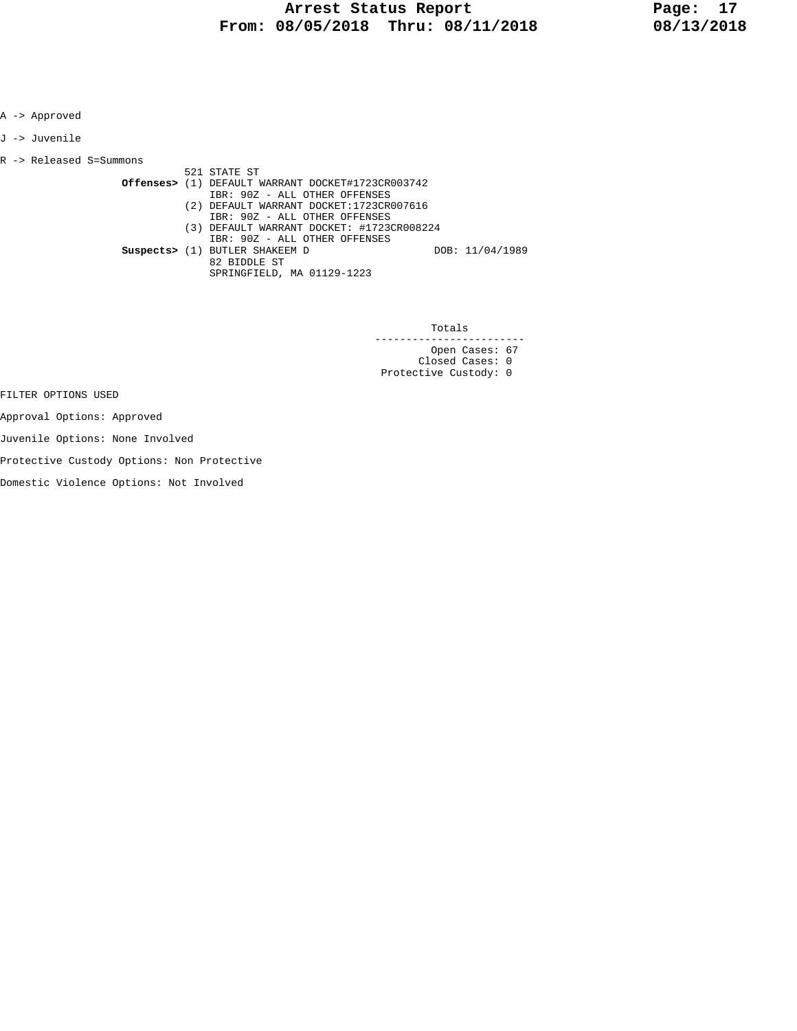A -> Approved

J -> Juvenile

R -> Released S=Summons

```
                    521 STATE ST
          Offenses> (1) DEFAULT WARRANT DOCKET#1723CR003742
                        IBR: 90Z - ALL OTHER OFFENSES
                    (2) DEFAULT WARRANT DOCKET:1723CR007616
                        IBR: 90Z - ALL OTHER OFFENSES
                    (3) DEFAULT WARRANT DOCKET: #1723CR008224
                        IBR: 90Z - ALL OTHER OFFENSES
          Suspects> (1) BUTLER SHAKEEM D                    DOB: 11/04/1989
                        82 BIDDLE ST
                        SPRINGFIELD, MA 01129-1223
```

```
              Totals
------------------------
         Open Cases: 67
       Closed Cases: 0
 Protective Custody: 0
```

FILTER OPTIONS USED

Approval Options: Approved

Juvenile Options: None Involved

Protective Custody Options: Non Protective

Domestic Violence Options: Not Involved